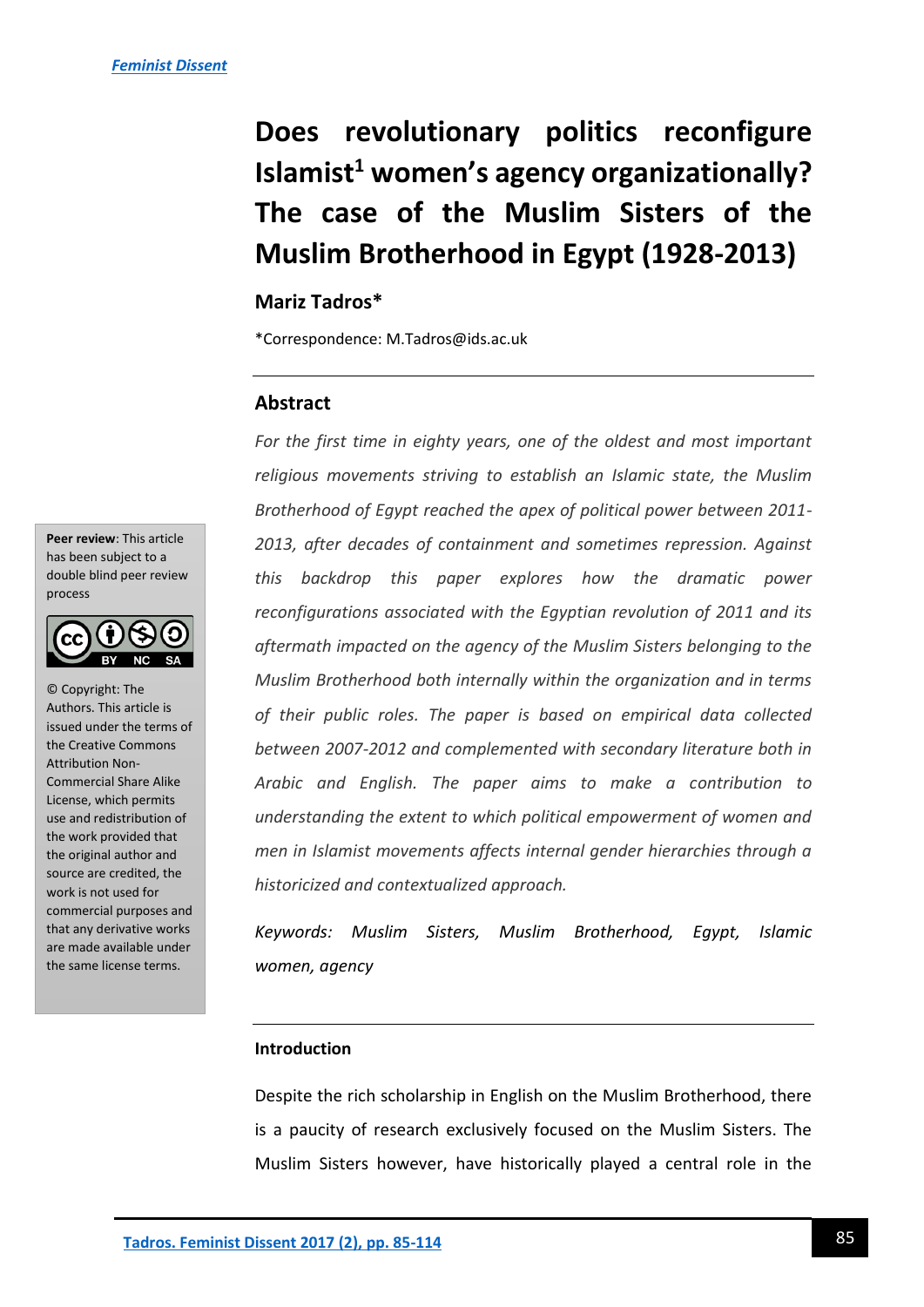# Does revolutionary politics reconfigure Islamist[1] women's agency organizationally? The case of the Muslim Sisters of the Muslim Brotherhood in Egypt (1928-2013)

**Mariz Tadros***

*Correspondence: M.Tadros@ids.ac.uk

## Abstract

*For the first time in eighty years, one of the oldest and most important religious movements striving to establish an Islamic state, the Muslim Brotherhood of Egypt reached the apex of political power between 2011-2013, after decades of containment and sometimes repression. Against this backdrop this paper explores how the dramatic power reconfigurations associated with the Egyptian revolution of 2011 and its aftermath impacted on the agency of the Muslim Sisters belonging to the Muslim Brotherhood both internally within the organization and in terms of their public roles. The paper is based on empirical data collected between 2007-2012 and complemented with secondary literature both in Arabic and English. The paper aims to make a contribution to understanding the extent to which political empowerment of women and men in Islamist movements affects internal gender hierarchies through a historicized and contextualized approach.*

*Keywords: Muslim Sisters, Muslim Brotherhood, Egypt, Islamic women, agency*

**Peer review**: This article has been subject to a double blind peer review process

© Copyright: The Authors. This article is issued under the terms of the Creative Commons Attribution Non-Commercial Share Alike License, which permits use and redistribution of the work provided that the original author and source are credited, the work is not used for commercial purposes and that any derivative works are made available under the same license terms.

### Introduction

Despite the rich scholarship in English on the Muslim Brotherhood, there is a paucity of research exclusively focused on the Muslim Sisters. The Muslim Sisters however, have historically played a central role in the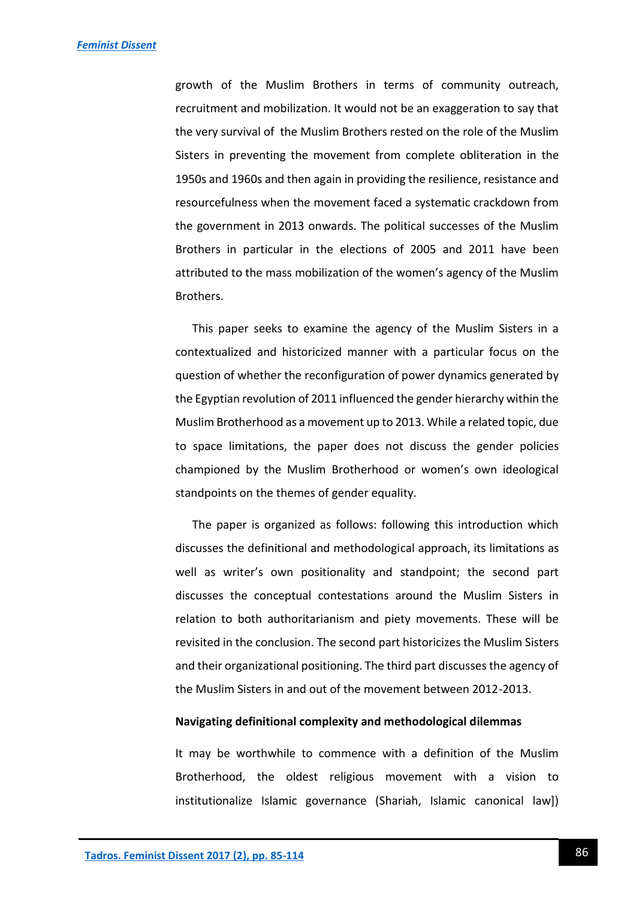growth of the Muslim Brothers in terms of community outreach, recruitment and mobilization. It would not be an exaggeration to say that the very survival of the Muslim Brothers rested on the role of the Muslim Sisters in preventing the movement from complete obliteration in the 1950s and 1960s and then again in providing the resilience, resistance and resourcefulness when the movement faced a systematic crackdown from the government in 2013 onwards. The political successes of the Muslim Brothers in particular in the elections of 2005 and 2011 have been attributed to the mass mobilization of the women's agency of the Muslim Brothers.

This paper seeks to examine the agency of the Muslim Sisters in a contextualized and historicized manner with a particular focus on the question of whether the reconfiguration of power dynamics generated by the Egyptian revolution of 2011 influenced the gender hierarchy within the Muslim Brotherhood as a movement up to 2013. While a related topic, due to space limitations, the paper does not discuss the gender policies championed by the Muslim Brotherhood or women's own ideological standpoints on the themes of gender equality.

The paper is organized as follows: following this introduction which discusses the definitional and methodological approach, its limitations as well as writer's own positionality and standpoint; the second part discusses the conceptual contestations around the Muslim Sisters in relation to both authoritarianism and piety movements. These will be revisited in the conclusion. The second part historicizes the Muslim Sisters and their organizational positioning. The third part discusses the agency of the Muslim Sisters in and out of the movement between 2012-2013.

**Navigating definitional complexity and methodological dilemmas**

It may be worthwhile to commence with a definition of the Muslim Brotherhood, the oldest religious movement with a vision to institutionalize Islamic governance (Shariah, Islamic canonical law])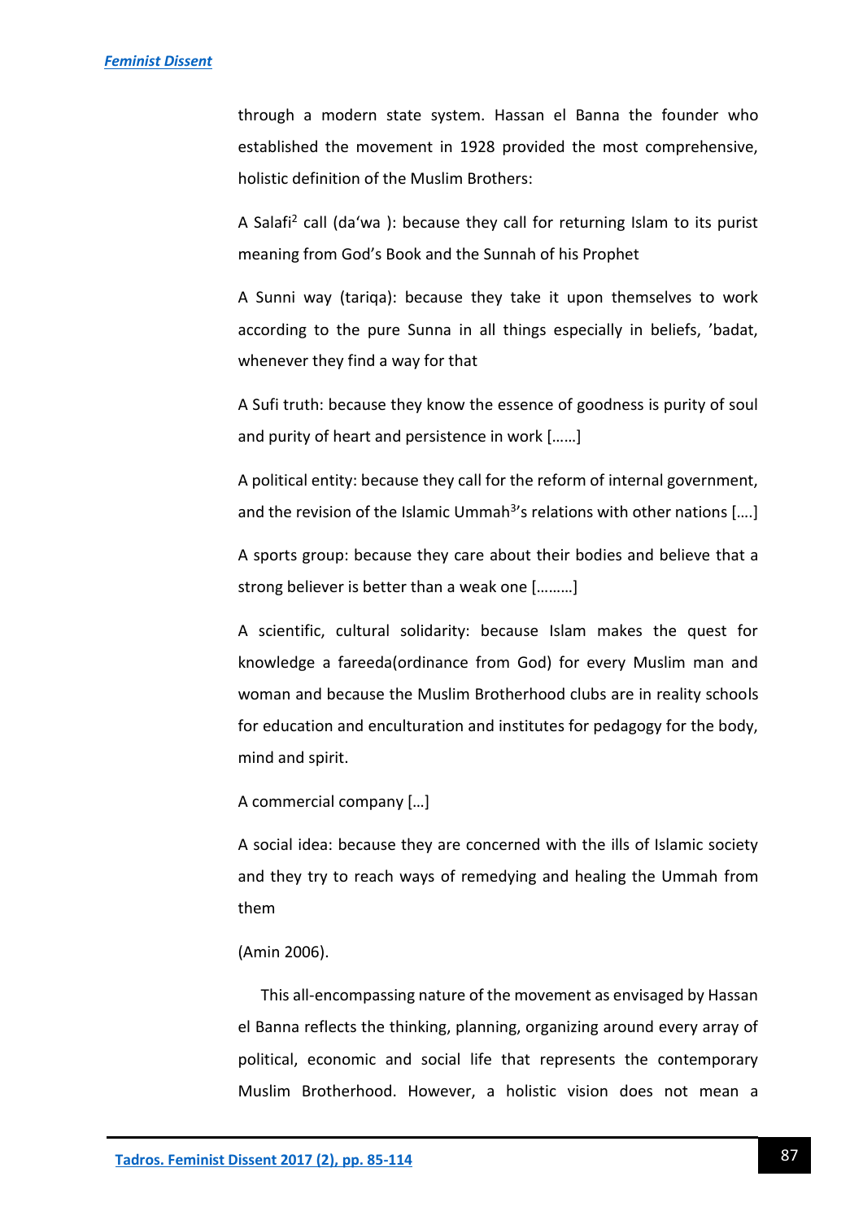through a modern state system. Hassan el Banna the founder who established the movement in 1928 provided the most comprehensive, holistic definition of the Muslim Brothers:

A Salafi[2] call (da'wa ): because they call for returning Islam to its purist meaning from God's Book and the Sunnah of his Prophet

A Sunni way (tariqa): because they take it upon themselves to work according to the pure Sunna in all things especially in beliefs, 'badat, whenever they find a way for that

A Sufi truth: because they know the essence of goodness is purity of soul and purity of heart and persistence in work [……]

A political entity: because they call for the reform of internal government, and the revision of the Islamic Ummah[3]'s relations with other nations [….]

A sports group: because they care about their bodies and believe that a strong believer is better than a weak one [………]

A scientific, cultural solidarity: because Islam makes the quest for knowledge a fareeda(ordinance from God) for every Muslim man and woman and because the Muslim Brotherhood clubs are in reality schools for education and enculturation and institutes for pedagogy for the body, mind and spirit.

A commercial company […]

A social idea: because they are concerned with the ills of Islamic society and they try to reach ways of remedying and healing the Ummah from them

(Amin 2006).

This all-encompassing nature of the movement as envisaged by Hassan el Banna reflects the thinking, planning, organizing around every array of political, economic and social life that represents the contemporary Muslim Brotherhood. However, a holistic vision does not mean a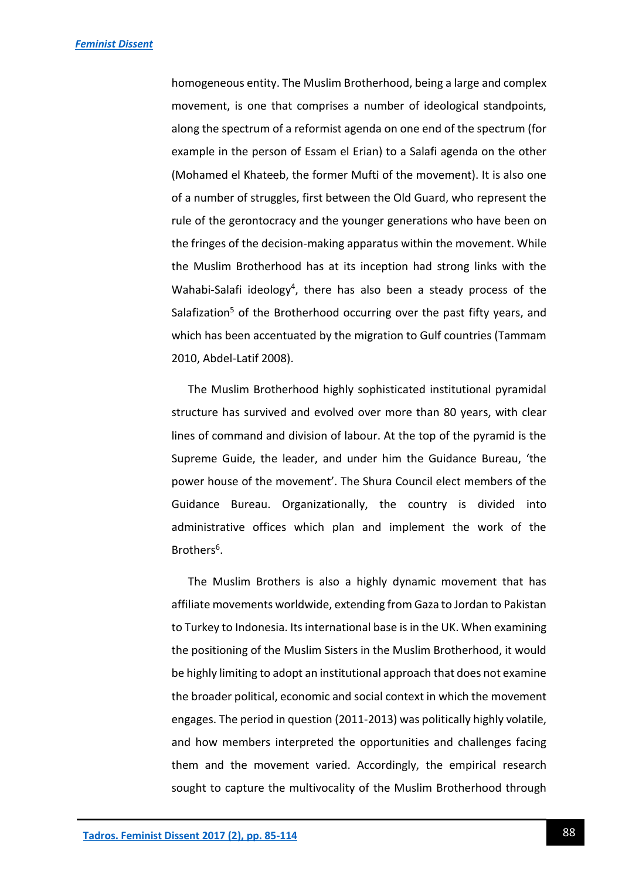homogeneous entity. The Muslim Brotherhood, being a large and complex movement, is one that comprises a number of ideological standpoints, along the spectrum of a reformist agenda on one end of the spectrum (for example in the person of Essam el Erian) to a Salafi agenda on the other (Mohamed el Khateeb, the former Mufti of the movement). It is also one of a number of struggles, first between the Old Guard, who represent the rule of the gerontocracy and the younger generations who have been on the fringes of the decision-making apparatus within the movement. While the Muslim Brotherhood has at its inception had strong links with the Wahabi-Salafi ideology[4], there has also been a steady process of the Salafization[5] of the Brotherhood occurring over the past fifty years, and which has been accentuated by the migration to Gulf countries (Tammam 2010, Abdel-Latif 2008).

The Muslim Brotherhood highly sophisticated institutional pyramidal structure has survived and evolved over more than 80 years, with clear lines of command and division of labour. At the top of the pyramid is the Supreme Guide, the leader, and under him the Guidance Bureau, 'the power house of the movement'. The Shura Council elect members of the Guidance Bureau. Organizationally, the country is divided into administrative offices which plan and implement the work of the Brothers[6].

The Muslim Brothers is also a highly dynamic movement that has affiliate movements worldwide, extending from Gaza to Jordan to Pakistan to Turkey to Indonesia. Its international base is in the UK. When examining the positioning of the Muslim Sisters in the Muslim Brotherhood, it would be highly limiting to adopt an institutional approach that does not examine the broader political, economic and social context in which the movement engages. The period in question (2011-2013) was politically highly volatile, and how members interpreted the opportunities and challenges facing them and the movement varied. Accordingly, the empirical research sought to capture the multivocality of the Muslim Brotherhood through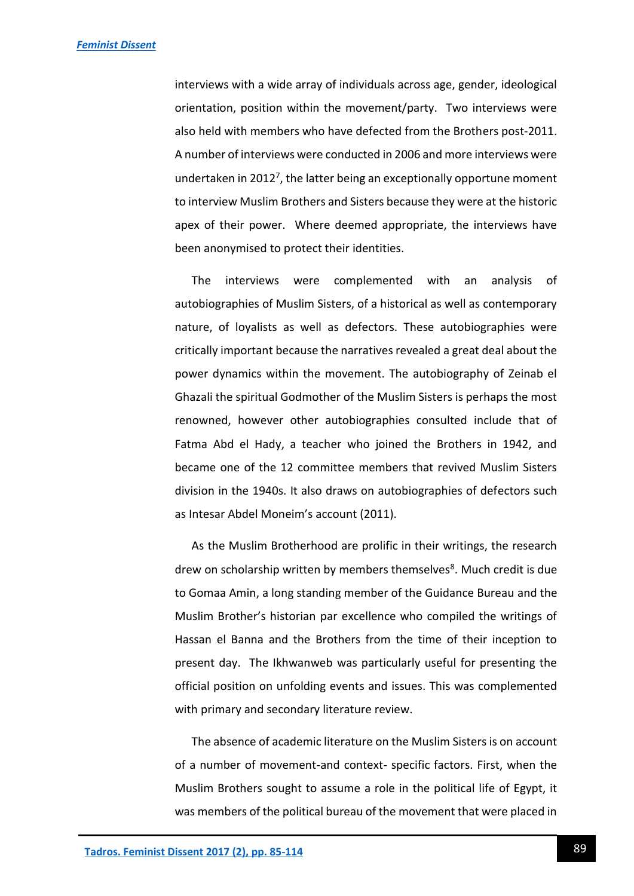interviews with a wide array of individuals across age, gender, ideological orientation, position within the movement/party. Two interviews were also held with members who have defected from the Brothers post-2011. A number of interviews were conducted in 2006 and more interviews were undertaken in 2012[7], the latter being an exceptionally opportune moment to interview Muslim Brothers and Sisters because they were at the historic apex of their power. Where deemed appropriate, the interviews have been anonymised to protect their identities.

The interviews were complemented with an analysis of autobiographies of Muslim Sisters, of a historical as well as contemporary nature, of loyalists as well as defectors. These autobiographies were critically important because the narratives revealed a great deal about the power dynamics within the movement. The autobiography of Zeinab el Ghazali the spiritual Godmother of the Muslim Sisters is perhaps the most renowned, however other autobiographies consulted include that of Fatma Abd el Hady, a teacher who joined the Brothers in 1942, and became one of the 12 committee members that revived Muslim Sisters division in the 1940s. It also draws on autobiographies of defectors such as Intesar Abdel Moneim's account (2011).

As the Muslim Brotherhood are prolific in their writings, the research drew on scholarship written by members themselves[8]. Much credit is due to Gomaa Amin, a long standing member of the Guidance Bureau and the Muslim Brother's historian par excellence who compiled the writings of Hassan el Banna and the Brothers from the time of their inception to present day. The Ikhwanweb was particularly useful for presenting the official position on unfolding events and issues. This was complemented with primary and secondary literature review.

The absence of academic literature on the Muslim Sisters is on account of a number of movement-and context- specific factors. First, when the Muslim Brothers sought to assume a role in the political life of Egypt, it was members of the political bureau of the movement that were placed in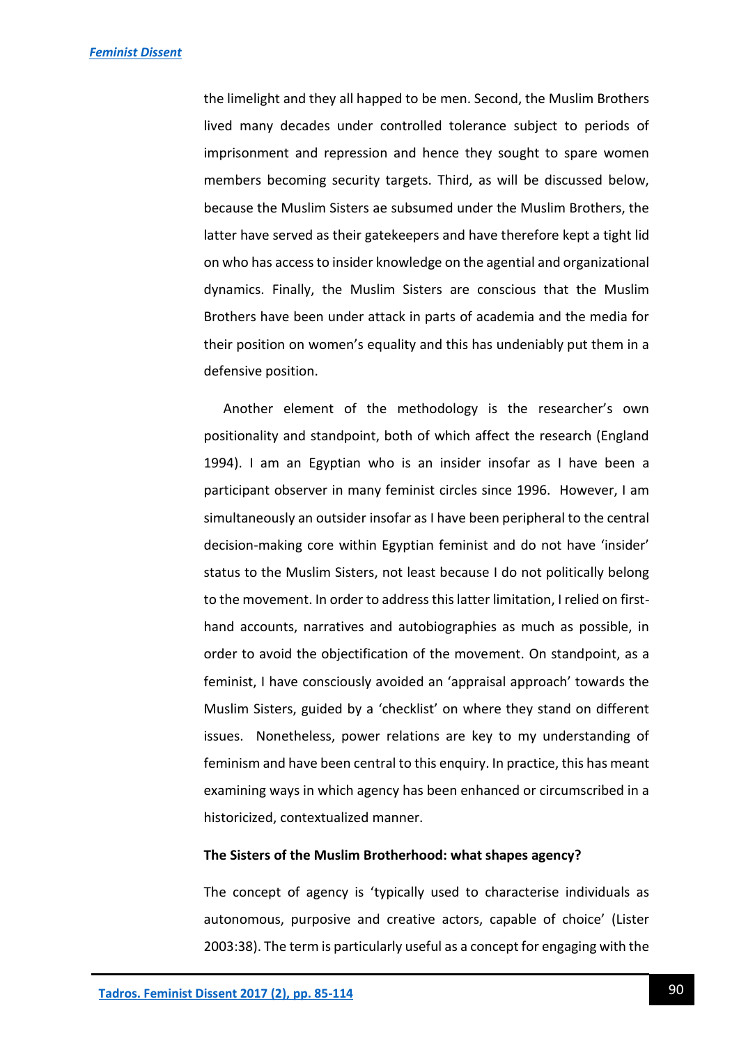the limelight and they all happed to be men. Second, the Muslim Brothers lived many decades under controlled tolerance subject to periods of imprisonment and repression and hence they sought to spare women members becoming security targets. Third, as will be discussed below, because the Muslim Sisters ae subsumed under the Muslim Brothers, the latter have served as their gatekeepers and have therefore kept a tight lid on who has access to insider knowledge on the agential and organizational dynamics. Finally, the Muslim Sisters are conscious that the Muslim Brothers have been under attack in parts of academia and the media for their position on women's equality and this has undeniably put them in a defensive position.

Another element of the methodology is the researcher's own positionality and standpoint, both of which affect the research (England 1994). I am an Egyptian who is an insider insofar as I have been a participant observer in many feminist circles since 1996. However, I am simultaneously an outsider insofar as I have been peripheral to the central decision-making core within Egyptian feminist and do not have 'insider' status to the Muslim Sisters, not least because I do not politically belong to the movement. In order to address this latter limitation, I relied on first-hand accounts, narratives and autobiographies as much as possible, in order to avoid the objectification of the movement. On standpoint, as a feminist, I have consciously avoided an 'appraisal approach' towards the Muslim Sisters, guided by a 'checklist' on where they stand on different issues. Nonetheless, power relations are key to my understanding of feminism and have been central to this enquiry. In practice, this has meant examining ways in which agency has been enhanced or circumscribed in a historicized, contextualized manner.

**The Sisters of the Muslim Brotherhood: what shapes agency?**

The concept of agency is 'typically used to characterise individuals as autonomous, purposive and creative actors, capable of choice' (Lister 2003:38). The term is particularly useful as a concept for engaging with the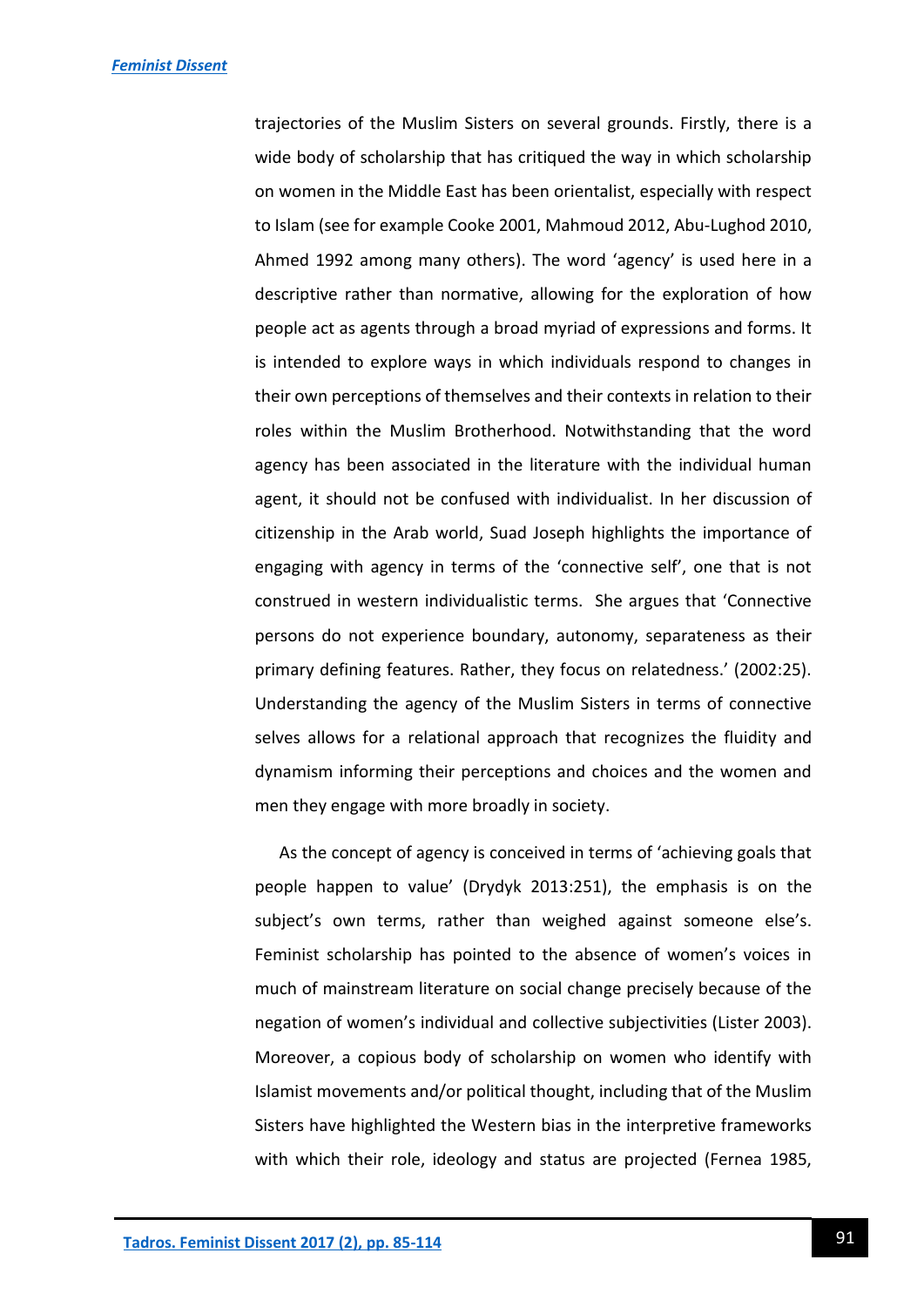trajectories of the Muslim Sisters on several grounds. Firstly, there is a wide body of scholarship that has critiqued the way in which scholarship on women in the Middle East has been orientalist, especially with respect to Islam (see for example Cooke 2001, Mahmoud 2012, Abu-Lughod 2010, Ahmed 1992 among many others). The word 'agency' is used here in a descriptive rather than normative, allowing for the exploration of how people act as agents through a broad myriad of expressions and forms. It is intended to explore ways in which individuals respond to changes in their own perceptions of themselves and their contexts in relation to their roles within the Muslim Brotherhood. Notwithstanding that the word agency has been associated in the literature with the individual human agent, it should not be confused with individualist. In her discussion of citizenship in the Arab world, Suad Joseph highlights the importance of engaging with agency in terms of the 'connective self', one that is not construed in western individualistic terms. She argues that 'Connective persons do not experience boundary, autonomy, separateness as their primary defining features. Rather, they focus on relatedness.' (2002:25). Understanding the agency of the Muslim Sisters in terms of connective selves allows for a relational approach that recognizes the fluidity and dynamism informing their perceptions and choices and the women and men they engage with more broadly in society.

As the concept of agency is conceived in terms of 'achieving goals that people happen to value' (Drydyk 2013:251), the emphasis is on the subject's own terms, rather than weighed against someone else's. Feminist scholarship has pointed to the absence of women's voices in much of mainstream literature on social change precisely because of the negation of women's individual and collective subjectivities (Lister 2003). Moreover, a copious body of scholarship on women who identify with Islamist movements and/or political thought, including that of the Muslim Sisters have highlighted the Western bias in the interpretive frameworks with which their role, ideology and status are projected (Fernea 1985,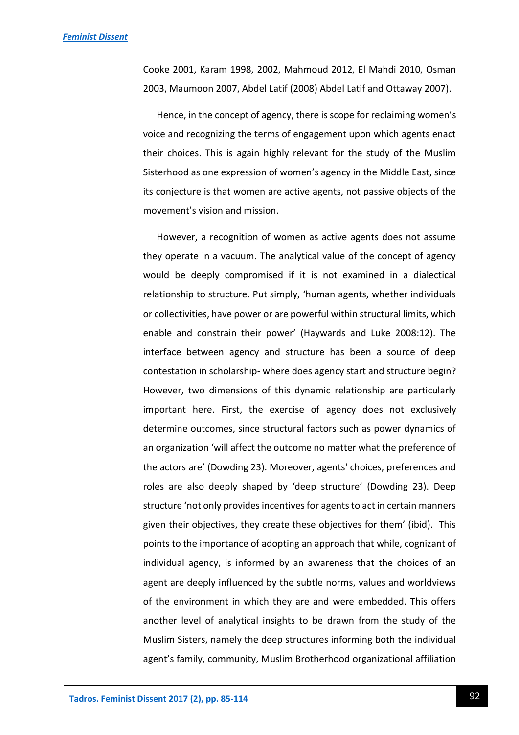Cooke 2001, Karam 1998, 2002, Mahmoud 2012, El Mahdi 2010, Osman 2003, Maumoon 2007, Abdel Latif (2008) Abdel Latif and Ottaway 2007).

Hence, in the concept of agency, there is scope for reclaiming women's voice and recognizing the terms of engagement upon which agents enact their choices. This is again highly relevant for the study of the Muslim Sisterhood as one expression of women's agency in the Middle East, since its conjecture is that women are active agents, not passive objects of the movement's vision and mission.

However, a recognition of women as active agents does not assume they operate in a vacuum. The analytical value of the concept of agency would be deeply compromised if it is not examined in a dialectical relationship to structure. Put simply, 'human agents, whether individuals or collectivities, have power or are powerful within structural limits, which enable and constrain their power' (Haywards and Luke 2008:12). The interface between agency and structure has been a source of deep contestation in scholarship- where does agency start and structure begin? However, two dimensions of this dynamic relationship are particularly important here. First, the exercise of agency does not exclusively determine outcomes, since structural factors such as power dynamics of an organization 'will affect the outcome no matter what the preference of the actors are' (Dowding 23). Moreover, agents' choices, preferences and roles are also deeply shaped by 'deep structure' (Dowding 23). Deep structure 'not only provides incentives for agents to act in certain manners given their objectives, they create these objectives for them' (ibid). This points to the importance of adopting an approach that while, cognizant of individual agency, is informed by an awareness that the choices of an agent are deeply influenced by the subtle norms, values and worldviews of the environment in which they are and were embedded. This offers another level of analytical insights to be drawn from the study of the Muslim Sisters, namely the deep structures informing both the individual agent's family, community, Muslim Brotherhood organizational affiliation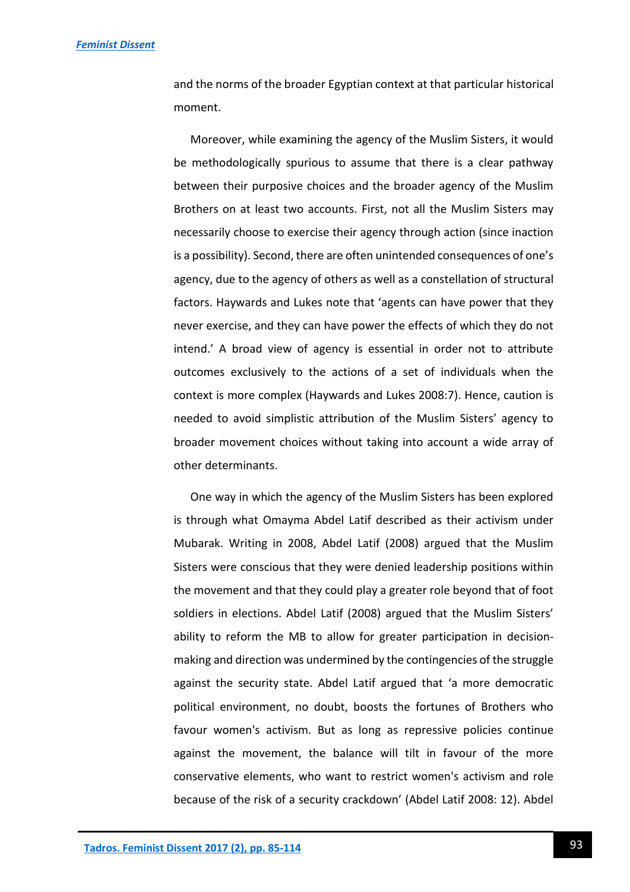and the norms of the broader Egyptian context at that particular historical moment.

Moreover, while examining the agency of the Muslim Sisters, it would be methodologically spurious to assume that there is a clear pathway between their purposive choices and the broader agency of the Muslim Brothers on at least two accounts. First, not all the Muslim Sisters may necessarily choose to exercise their agency through action (since inaction is a possibility). Second, there are often unintended consequences of one's agency, due to the agency of others as well as a constellation of structural factors. Haywards and Lukes note that 'agents can have power that they never exercise, and they can have power the effects of which they do not intend.' A broad view of agency is essential in order not to attribute outcomes exclusively to the actions of a set of individuals when the context is more complex (Haywards and Lukes 2008:7). Hence, caution is needed to avoid simplistic attribution of the Muslim Sisters' agency to broader movement choices without taking into account a wide array of other determinants.

One way in which the agency of the Muslim Sisters has been explored is through what Omayma Abdel Latif described as their activism under Mubarak. Writing in 2008, Abdel Latif (2008) argued that the Muslim Sisters were conscious that they were denied leadership positions within the movement and that they could play a greater role beyond that of foot soldiers in elections. Abdel Latif (2008) argued that the Muslim Sisters' ability to reform the MB to allow for greater participation in decision-making and direction was undermined by the contingencies of the struggle against the security state. Abdel Latif argued that 'a more democratic political environment, no doubt, boosts the fortunes of Brothers who favour women's activism. But as long as repressive policies continue against the movement, the balance will tilt in favour of the more conservative elements, who want to restrict women's activism and role because of the risk of a security crackdown' (Abdel Latif 2008: 12). Abdel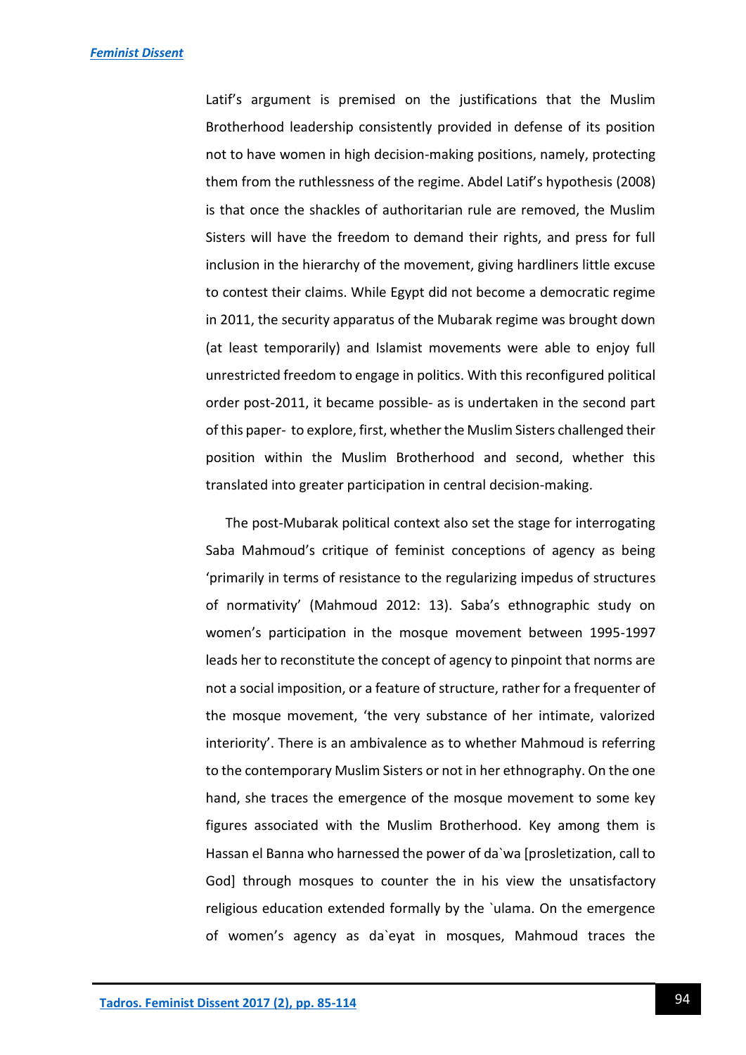Latif's argument is premised on the justifications that the Muslim Brotherhood leadership consistently provided in defense of its position not to have women in high decision-making positions, namely, protecting them from the ruthlessness of the regime. Abdel Latif's hypothesis (2008) is that once the shackles of authoritarian rule are removed, the Muslim Sisters will have the freedom to demand their rights, and press for full inclusion in the hierarchy of the movement, giving hardliners little excuse to contest their claims. While Egypt did not become a democratic regime in 2011, the security apparatus of the Mubarak regime was brought down (at least temporarily) and Islamist movements were able to enjoy full unrestricted freedom to engage in politics. With this reconfigured political order post-2011, it became possible- as is undertaken in the second part of this paper- to explore, first, whether the Muslim Sisters challenged their position within the Muslim Brotherhood and second, whether this translated into greater participation in central decision-making.

The post-Mubarak political context also set the stage for interrogating Saba Mahmoud's critique of feminist conceptions of agency as being 'primarily in terms of resistance to the regularizing impedus of structures of normativity' (Mahmoud 2012: 13). Saba's ethnographic study on women's participation in the mosque movement between 1995-1997 leads her to reconstitute the concept of agency to pinpoint that norms are not a social imposition, or a feature of structure, rather for a frequenter of the mosque movement, 'the very substance of her intimate, valorized interiority'. There is an ambivalence as to whether Mahmoud is referring to the contemporary Muslim Sisters or not in her ethnography. On the one hand, she traces the emergence of the mosque movement to some key figures associated with the Muslim Brotherhood. Key among them is Hassan el Banna who harnessed the power of da`wa [prosletization, call to God] through mosques to counter the in his view the unsatisfactory religious education extended formally by the `ulama. On the emergence of women's agency as da`eyat in mosques, Mahmoud traces the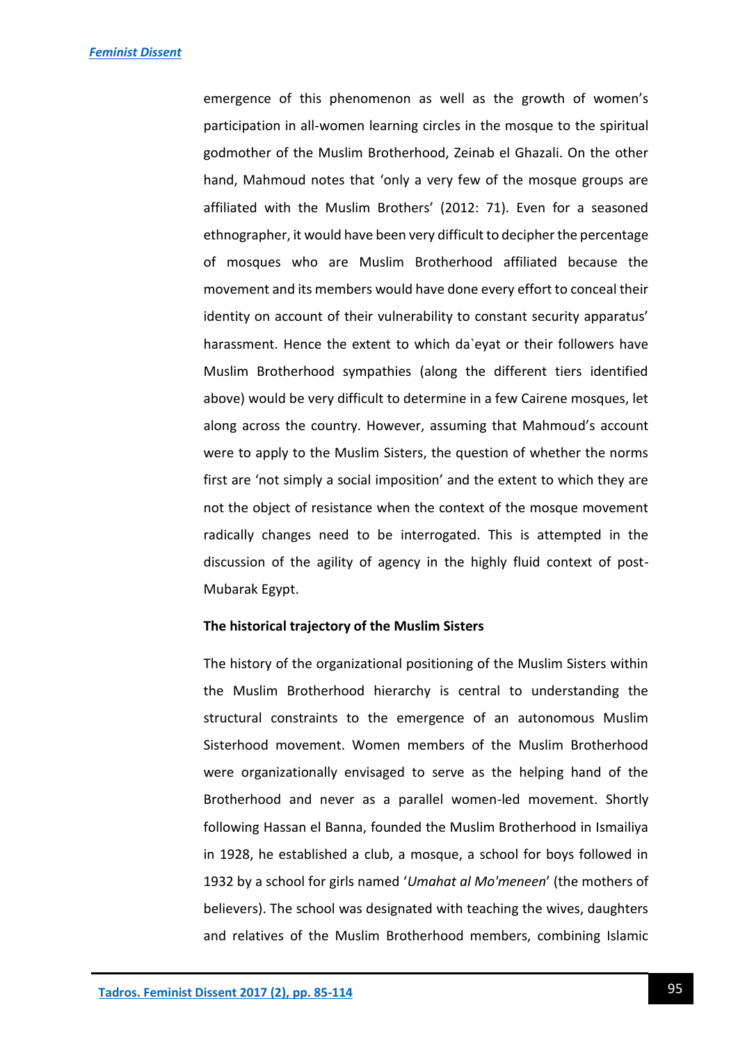emergence of this phenomenon as well as the growth of women's participation in all-women learning circles in the mosque to the spiritual godmother of the Muslim Brotherhood, Zeinab el Ghazali. On the other hand, Mahmoud notes that 'only a very few of the mosque groups are affiliated with the Muslim Brothers' (2012: 71). Even for a seasoned ethnographer, it would have been very difficult to decipher the percentage of mosques who are Muslim Brotherhood affiliated because the movement and its members would have done every effort to conceal their identity on account of their vulnerability to constant security apparatus' harassment. Hence the extent to which da`eyat or their followers have Muslim Brotherhood sympathies (along the different tiers identified above) would be very difficult to determine in a few Cairene mosques, let along across the country. However, assuming that Mahmoud's account were to apply to the Muslim Sisters, the question of whether the norms first are 'not simply a social imposition' and the extent to which they are not the object of resistance when the context of the mosque movement radically changes need to be interrogated. This is attempted in the discussion of the agility of agency in the highly fluid context of post-Mubarak Egypt.

**The historical trajectory of the Muslim Sisters**

The history of the organizational positioning of the Muslim Sisters within the Muslim Brotherhood hierarchy is central to understanding the structural constraints to the emergence of an autonomous Muslim Sisterhood movement. Women members of the Muslim Brotherhood were organizationally envisaged to serve as the helping hand of the Brotherhood and never as a parallel women-led movement. Shortly following Hassan el Banna, founded the Muslim Brotherhood in Ismailiya in 1928, he established a club, a mosque, a school for boys followed in 1932 by a school for girls named '*Umahat al Mo'meneen*' (the mothers of believers). The school was designated with teaching the wives, daughters and relatives of the Muslim Brotherhood members, combining Islamic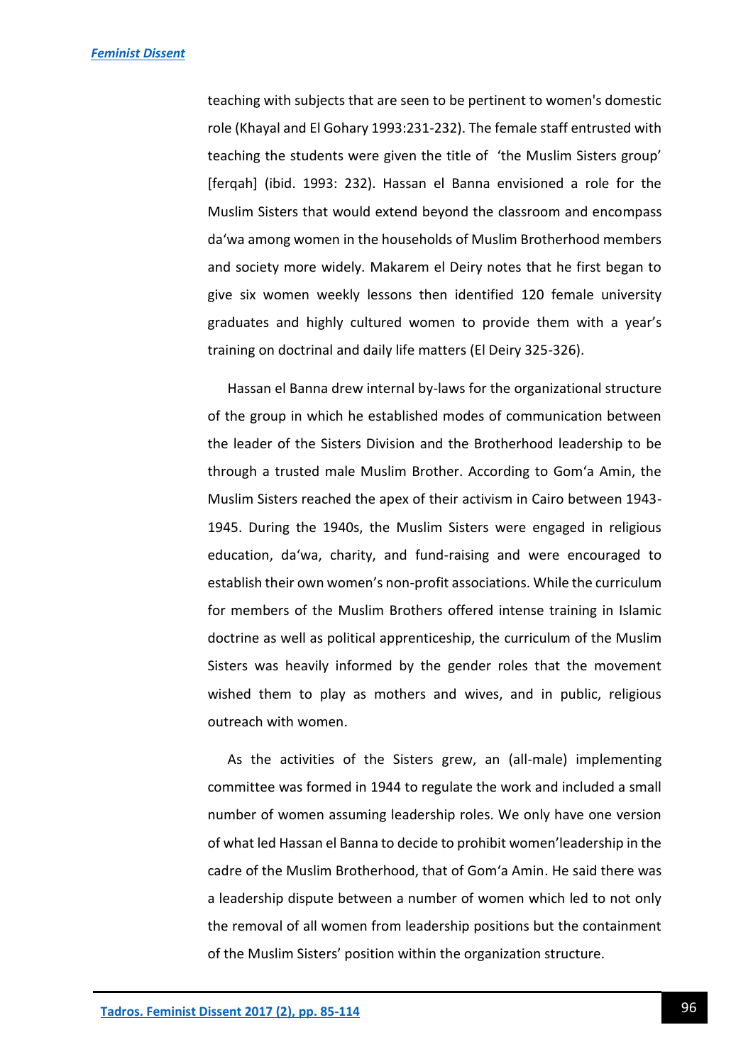teaching with subjects that are seen to be pertinent to women's domestic role (Khayal and El Gohary 1993:231-232). The female staff entrusted with teaching the students were given the title of 'the Muslim Sisters group' [ferqah] (ibid. 1993: 232). Hassan el Banna envisioned a role for the Muslim Sisters that would extend beyond the classroom and encompass da'wa among women in the households of Muslim Brotherhood members and society more widely. Makarem el Deiry notes that he first began to give six women weekly lessons then identified 120 female university graduates and highly cultured women to provide them with a year's training on doctrinal and daily life matters (El Deiry 325-326).

Hassan el Banna drew internal by-laws for the organizational structure of the group in which he established modes of communication between the leader of the Sisters Division and the Brotherhood leadership to be through a trusted male Muslim Brother. According to Gom'a Amin, the Muslim Sisters reached the apex of their activism in Cairo between 1943-1945. During the 1940s, the Muslim Sisters were engaged in religious education, da'wa, charity, and fund-raising and were encouraged to establish their own women's non-profit associations. While the curriculum for members of the Muslim Brothers offered intense training in Islamic doctrine as well as political apprenticeship, the curriculum of the Muslim Sisters was heavily informed by the gender roles that the movement wished them to play as mothers and wives, and in public, religious outreach with women.

As the activities of the Sisters grew, an (all-male) implementing committee was formed in 1944 to regulate the work and included a small number of women assuming leadership roles. We only have one version of what led Hassan el Banna to decide to prohibit women'leadership in the cadre of the Muslim Brotherhood, that of Gom'a Amin. He said there was a leadership dispute between a number of women which led to not only the removal of all women from leadership positions but the containment of the Muslim Sisters' position within the organization structure.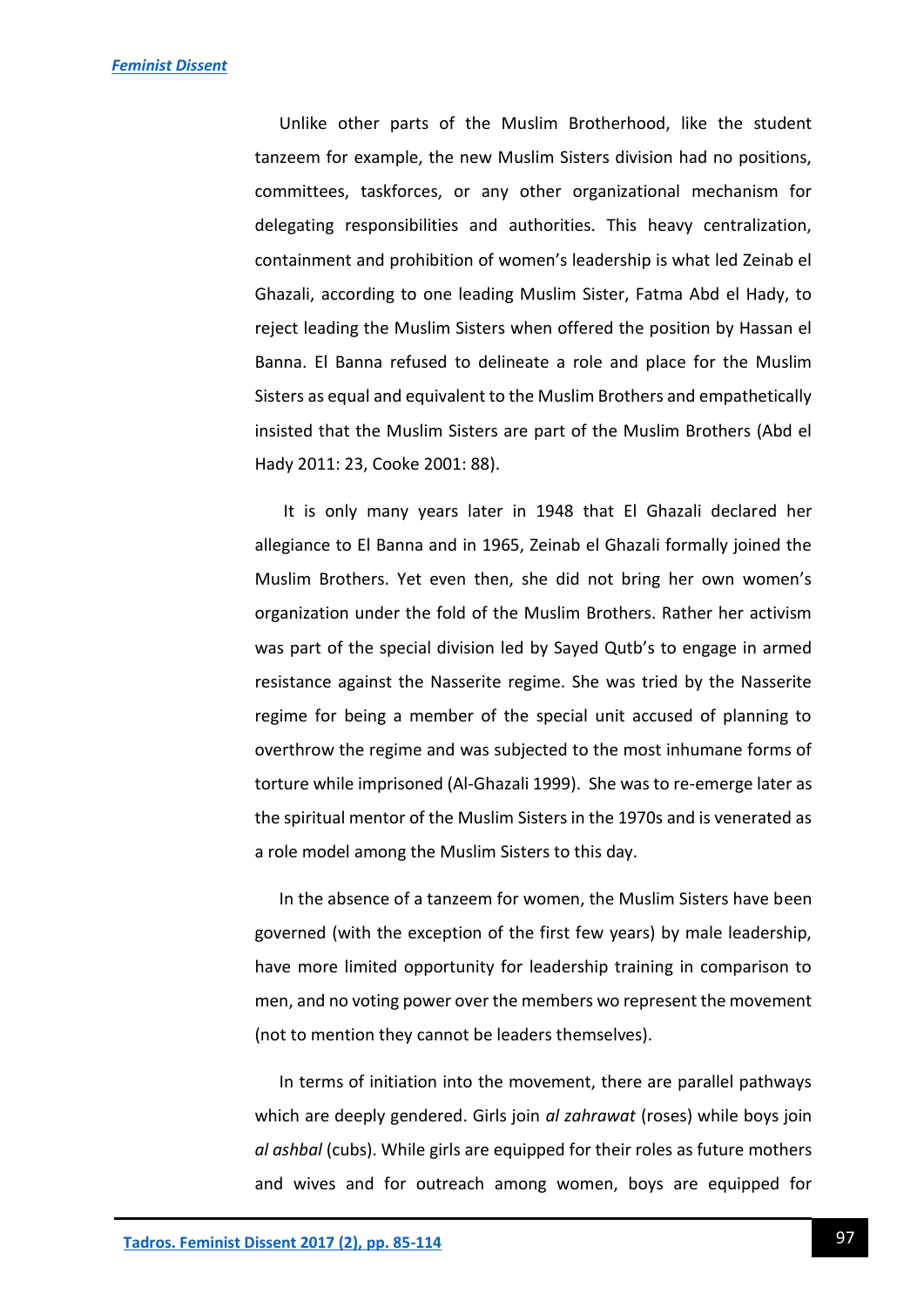Unlike other parts of the Muslim Brotherhood, like the student tanzeem for example, the new Muslim Sisters division had no positions, committees, taskforces, or any other organizational mechanism for delegating responsibilities and authorities. This heavy centralization, containment and prohibition of women's leadership is what led Zeinab el Ghazali, according to one leading Muslim Sister, Fatma Abd el Hady, to reject leading the Muslim Sisters when offered the position by Hassan el Banna. El Banna refused to delineate a role and place for the Muslim Sisters as equal and equivalent to the Muslim Brothers and empathetically insisted that the Muslim Sisters are part of the Muslim Brothers (Abd el Hady 2011: 23, Cooke 2001: 88).

It is only many years later in 1948 that El Ghazali declared her allegiance to El Banna and in 1965, Zeinab el Ghazali formally joined the Muslim Brothers. Yet even then, she did not bring her own women's organization under the fold of the Muslim Brothers. Rather her activism was part of the special division led by Sayed Qutb's to engage in armed resistance against the Nasserite regime. She was tried by the Nasserite regime for being a member of the special unit accused of planning to overthrow the regime and was subjected to the most inhumane forms of torture while imprisoned (Al-Ghazali 1999). She was to re-emerge later as the spiritual mentor of the Muslim Sisters in the 1970s and is venerated as a role model among the Muslim Sisters to this day.

In the absence of a tanzeem for women, the Muslim Sisters have been governed (with the exception of the first few years) by male leadership, have more limited opportunity for leadership training in comparison to men, and no voting power over the members wo represent the movement (not to mention they cannot be leaders themselves).

In terms of initiation into the movement, there are parallel pathways which are deeply gendered. Girls join *al zahrawat* (roses) while boys join *al ashbal* (cubs). While girls are equipped for their roles as future mothers and wives and for outreach among women, boys are equipped for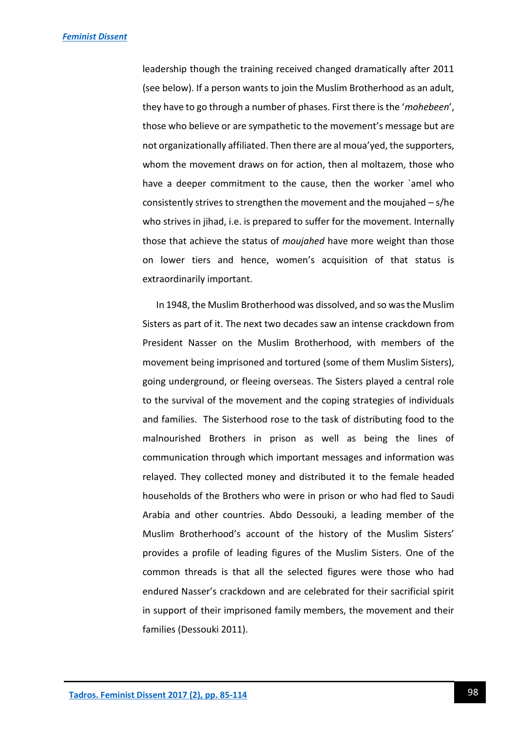leadership though the training received changed dramatically after 2011 (see below). If a person wants to join the Muslim Brotherhood as an adult, they have to go through a number of phases. First there is the '*mohebeen*', those who believe or are sympathetic to the movement's message but are not organizationally affiliated. Then there are al moua'yed, the supporters, whom the movement draws on for action, then al moltazem, those who have a deeper commitment to the cause, then the worker `amel who consistently strives to strengthen the movement and the moujahed – s/he who strives in jihad, i.e. is prepared to suffer for the movement. Internally those that achieve the status of *moujahed* have more weight than those on lower tiers and hence, women's acquisition of that status is extraordinarily important.

In 1948, the Muslim Brotherhood was dissolved, and so was the Muslim Sisters as part of it. The next two decades saw an intense crackdown from President Nasser on the Muslim Brotherhood, with members of the movement being imprisoned and tortured (some of them Muslim Sisters), going underground, or fleeing overseas. The Sisters played a central role to the survival of the movement and the coping strategies of individuals and families. The Sisterhood rose to the task of distributing food to the malnourished Brothers in prison as well as being the lines of communication through which important messages and information was relayed. They collected money and distributed it to the female headed households of the Brothers who were in prison or who had fled to Saudi Arabia and other countries. Abdo Dessouki, a leading member of the Muslim Brotherhood's account of the history of the Muslim Sisters' provides a profile of leading figures of the Muslim Sisters. One of the common threads is that all the selected figures were those who had endured Nasser's crackdown and are celebrated for their sacrificial spirit in support of their imprisoned family members, the movement and their families (Dessouki 2011).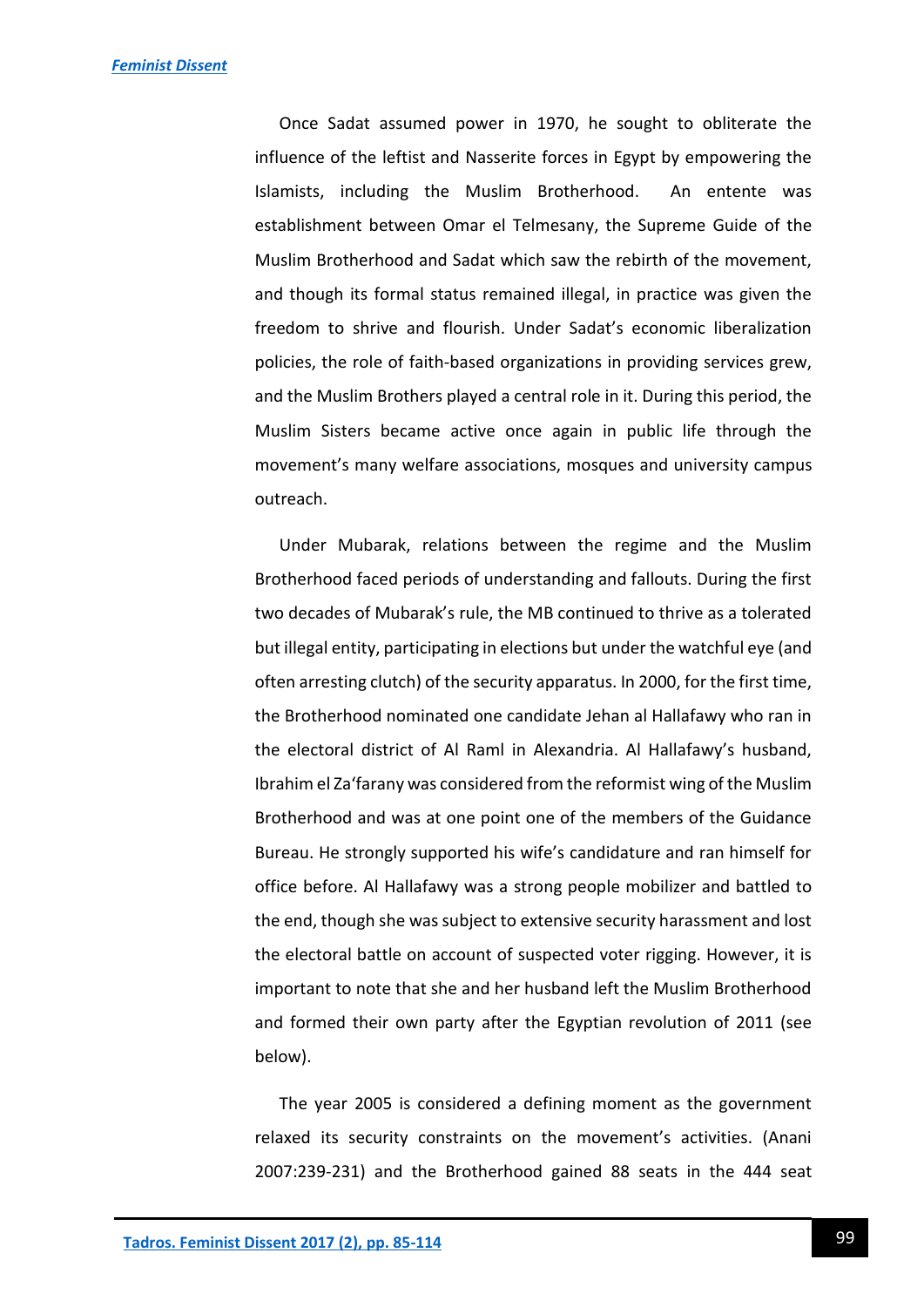Once Sadat assumed power in 1970, he sought to obliterate the influence of the leftist and Nasserite forces in Egypt by empowering the Islamists, including the Muslim Brotherhood. An entente was establishment between Omar el Telmesany, the Supreme Guide of the Muslim Brotherhood and Sadat which saw the rebirth of the movement, and though its formal status remained illegal, in practice was given the freedom to shrive and flourish. Under Sadat's economic liberalization policies, the role of faith-based organizations in providing services grew, and the Muslim Brothers played a central role in it. During this period, the Muslim Sisters became active once again in public life through the movement's many welfare associations, mosques and university campus outreach.

Under Mubarak, relations between the regime and the Muslim Brotherhood faced periods of understanding and fallouts. During the first two decades of Mubarak's rule, the MB continued to thrive as a tolerated but illegal entity, participating in elections but under the watchful eye (and often arresting clutch) of the security apparatus. In 2000, for the first time, the Brotherhood nominated one candidate Jehan al Hallafawy who ran in the electoral district of Al Raml in Alexandria. Al Hallafawy's husband, Ibrahim el Za'farany was considered from the reformist wing of the Muslim Brotherhood and was at one point one of the members of the Guidance Bureau. He strongly supported his wife's candidature and ran himself for office before. Al Hallafawy was a strong people mobilizer and battled to the end, though she was subject to extensive security harassment and lost the electoral battle on account of suspected voter rigging. However, it is important to note that she and her husband left the Muslim Brotherhood and formed their own party after the Egyptian revolution of 2011 (see below).

The year 2005 is considered a defining moment as the government relaxed its security constraints on the movement's activities. (Anani 2007:239-231) and the Brotherhood gained 88 seats in the 444 seat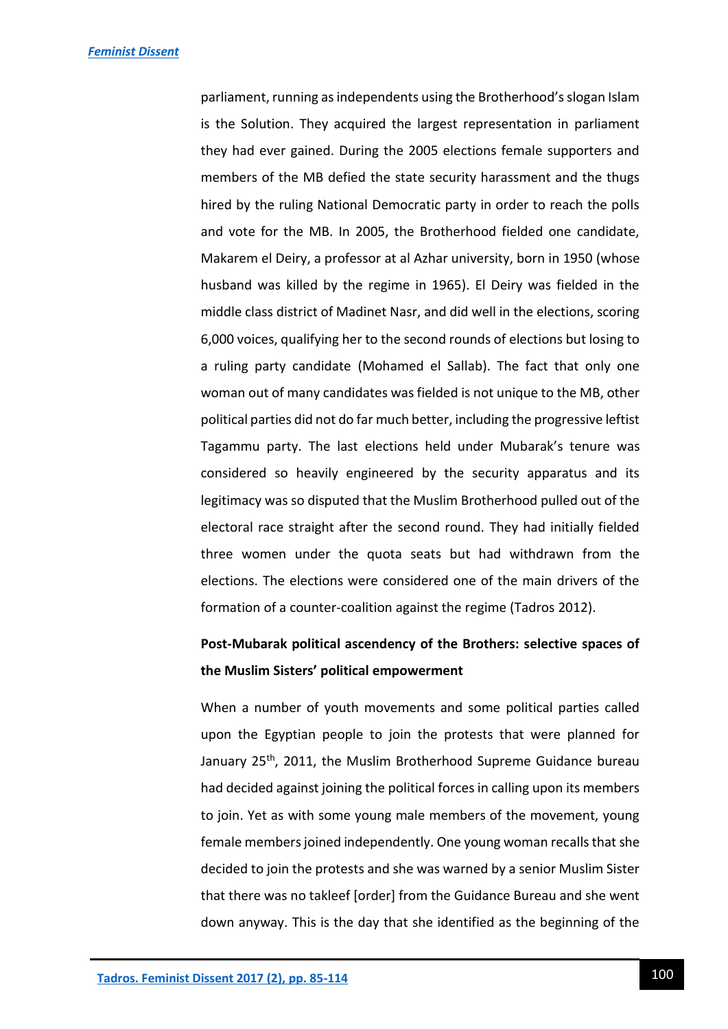parliament, running as independents using the Brotherhood's slogan Islam is the Solution. They acquired the largest representation in parliament they had ever gained. During the 2005 elections female supporters and members of the MB defied the state security harassment and the thugs hired by the ruling National Democratic party in order to reach the polls and vote for the MB. In 2005, the Brotherhood fielded one candidate, Makarem el Deiry, a professor at al Azhar university, born in 1950 (whose husband was killed by the regime in 1965). El Deiry was fielded in the middle class district of Madinet Nasr, and did well in the elections, scoring 6,000 voices, qualifying her to the second rounds of elections but losing to a ruling party candidate (Mohamed el Sallab). The fact that only one woman out of many candidates was fielded is not unique to the MB, other political parties did not do far much better, including the progressive leftist Tagammu party. The last elections held under Mubarak's tenure was considered so heavily engineered by the security apparatus and its legitimacy was so disputed that the Muslim Brotherhood pulled out of the electoral race straight after the second round. They had initially fielded three women under the quota seats but had withdrawn from the elections. The elections were considered one of the main drivers of the formation of a counter-coalition against the regime (Tadros 2012).

## Post-Mubarak political ascendency of the Brothers: selective spaces of the Muslim Sisters' political empowerment

When a number of youth movements and some political parties called upon the Egyptian people to join the protests that were planned for January 25th, 2011, the Muslim Brotherhood Supreme Guidance bureau had decided against joining the political forces in calling upon its members to join. Yet as with some young male members of the movement, young female members joined independently. One young woman recalls that she decided to join the protests and she was warned by a senior Muslim Sister that there was no takleef [order] from the Guidance Bureau and she went down anyway. This is the day that she identified as the beginning of the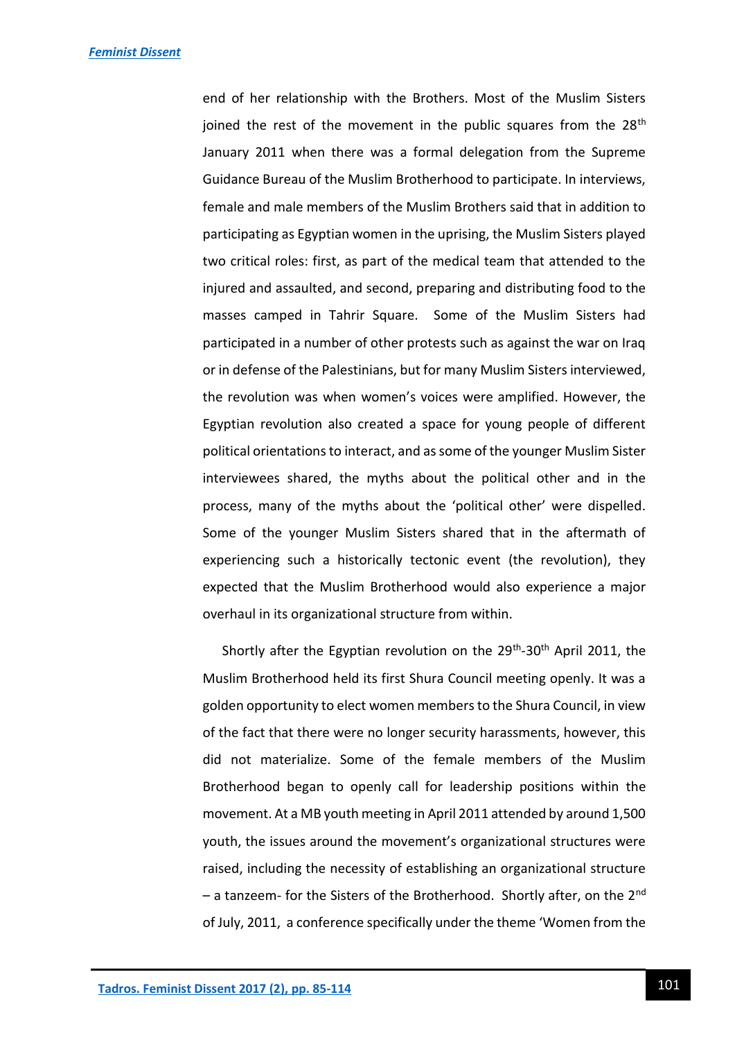end of her relationship with the Brothers. Most of the Muslim Sisters joined the rest of the movement in the public squares from the 28th January 2011 when there was a formal delegation from the Supreme Guidance Bureau of the Muslim Brotherhood to participate. In interviews, female and male members of the Muslim Brothers said that in addition to participating as Egyptian women in the uprising, the Muslim Sisters played two critical roles: first, as part of the medical team that attended to the injured and assaulted, and second, preparing and distributing food to the masses camped in Tahrir Square. Some of the Muslim Sisters had participated in a number of other protests such as against the war on Iraq or in defense of the Palestinians, but for many Muslim Sisters interviewed, the revolution was when women's voices were amplified. However, the Egyptian revolution also created a space for young people of different political orientations to interact, and as some of the younger Muslim Sister interviewees shared, the myths about the political other and in the process, many of the myths about the 'political other' were dispelled. Some of the younger Muslim Sisters shared that in the aftermath of experiencing such a historically tectonic event (the revolution), they expected that the Muslim Brotherhood would also experience a major overhaul in its organizational structure from within.

Shortly after the Egyptian revolution on the 29th-30th April 2011, the Muslim Brotherhood held its first Shura Council meeting openly. It was a golden opportunity to elect women members to the Shura Council, in view of the fact that there were no longer security harassments, however, this did not materialize. Some of the female members of the Muslim Brotherhood began to openly call for leadership positions within the movement. At a MB youth meeting in April 2011 attended by around 1,500 youth, the issues around the movement's organizational structures were raised, including the necessity of establishing an organizational structure – a tanzeem- for the Sisters of the Brotherhood. Shortly after, on the 2nd of July, 2011, a conference specifically under the theme 'Women from the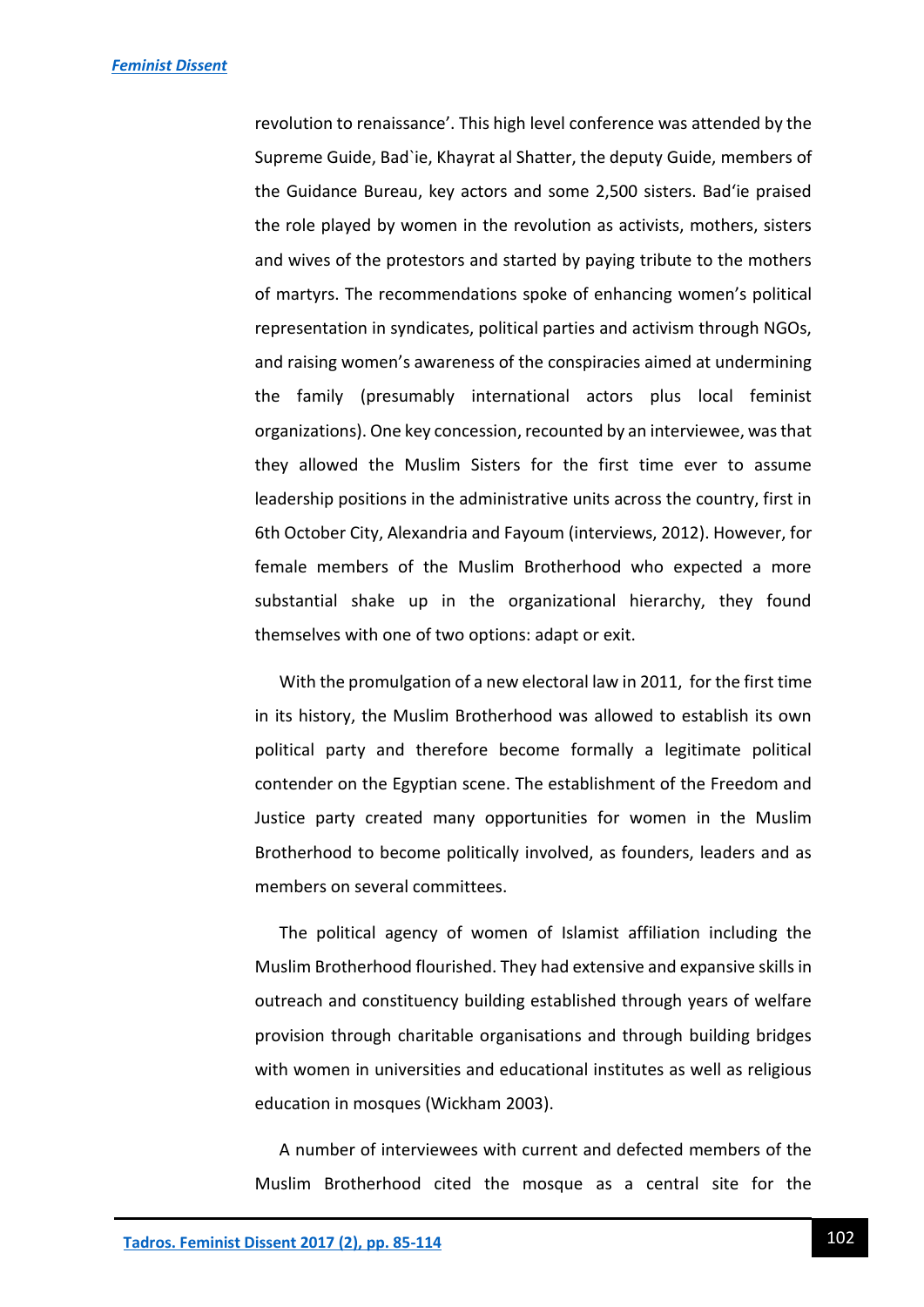revolution to renaissance'. This high level conference was attended by the Supreme Guide, Bad`ie, Khayrat al Shatter, the deputy Guide, members of the Guidance Bureau, key actors and some 2,500 sisters. Bad'ie praised the role played by women in the revolution as activists, mothers, sisters and wives of the protestors and started by paying tribute to the mothers of martyrs. The recommendations spoke of enhancing women's political representation in syndicates, political parties and activism through NGOs, and raising women's awareness of the conspiracies aimed at undermining the family (presumably international actors plus local feminist organizations). One key concession, recounted by an interviewee, was that they allowed the Muslim Sisters for the first time ever to assume leadership positions in the administrative units across the country, first in 6th October City, Alexandria and Fayoum (interviews, 2012). However, for female members of the Muslim Brotherhood who expected a more substantial shake up in the organizational hierarchy, they found themselves with one of two options: adapt or exit.

With the promulgation of a new electoral law in 2011, for the first time in its history, the Muslim Brotherhood was allowed to establish its own political party and therefore become formally a legitimate political contender on the Egyptian scene. The establishment of the Freedom and Justice party created many opportunities for women in the Muslim Brotherhood to become politically involved, as founders, leaders and as members on several committees.

The political agency of women of Islamist affiliation including the Muslim Brotherhood flourished. They had extensive and expansive skills in outreach and constituency building established through years of welfare provision through charitable organisations and through building bridges with women in universities and educational institutes as well as religious education in mosques (Wickham 2003).

A number of interviewees with current and defected members of the Muslim Brotherhood cited the mosque as a central site for the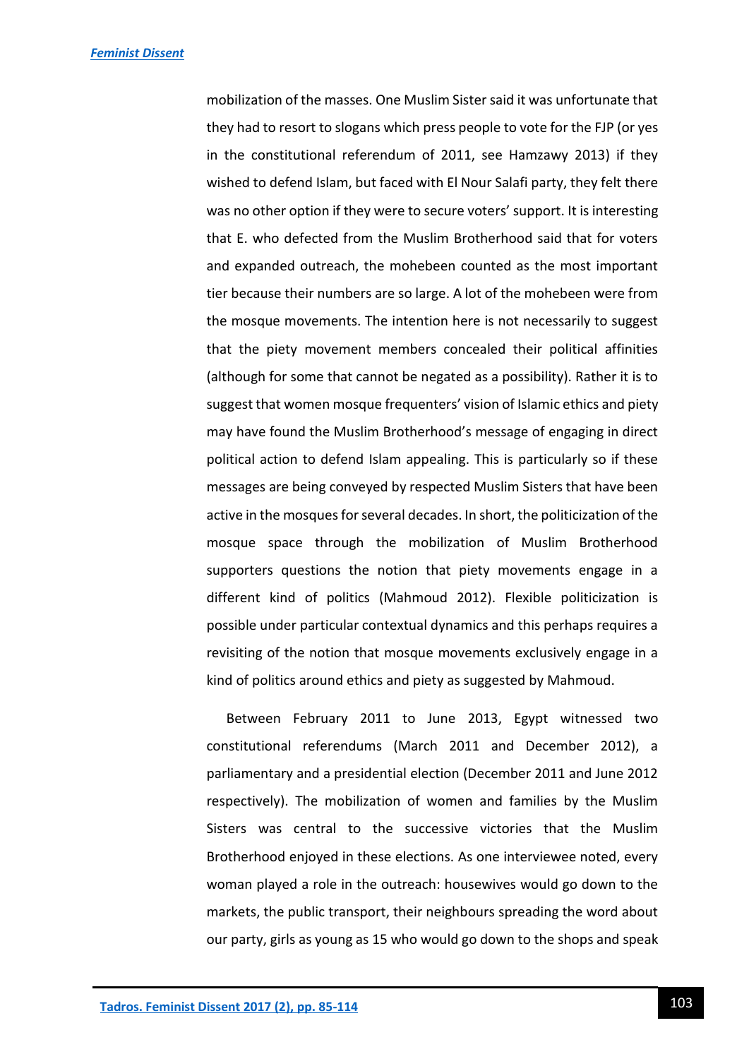mobilization of the masses. One Muslim Sister said it was unfortunate that they had to resort to slogans which press people to vote for the FJP (or yes in the constitutional referendum of 2011, see Hamzawy 2013) if they wished to defend Islam, but faced with El Nour Salafi party, they felt there was no other option if they were to secure voters' support. It is interesting that E. who defected from the Muslim Brotherhood said that for voters and expanded outreach, the mohebeen counted as the most important tier because their numbers are so large. A lot of the mohebeen were from the mosque movements. The intention here is not necessarily to suggest that the piety movement members concealed their political affinities (although for some that cannot be negated as a possibility). Rather it is to suggest that women mosque frequenters' vision of Islamic ethics and piety may have found the Muslim Brotherhood's message of engaging in direct political action to defend Islam appealing. This is particularly so if these messages are being conveyed by respected Muslim Sisters that have been active in the mosques for several decades. In short, the politicization of the mosque space through the mobilization of Muslim Brotherhood supporters questions the notion that piety movements engage in a different kind of politics (Mahmoud 2012). Flexible politicization is possible under particular contextual dynamics and this perhaps requires a revisiting of the notion that mosque movements exclusively engage in a kind of politics around ethics and piety as suggested by Mahmoud.

Between February 2011 to June 2013, Egypt witnessed two constitutional referendums (March 2011 and December 2012), a parliamentary and a presidential election (December 2011 and June 2012 respectively). The mobilization of women and families by the Muslim Sisters was central to the successive victories that the Muslim Brotherhood enjoyed in these elections. As one interviewee noted, every woman played a role in the outreach: housewives would go down to the markets, the public transport, their neighbours spreading the word about our party, girls as young as 15 who would go down to the shops and speak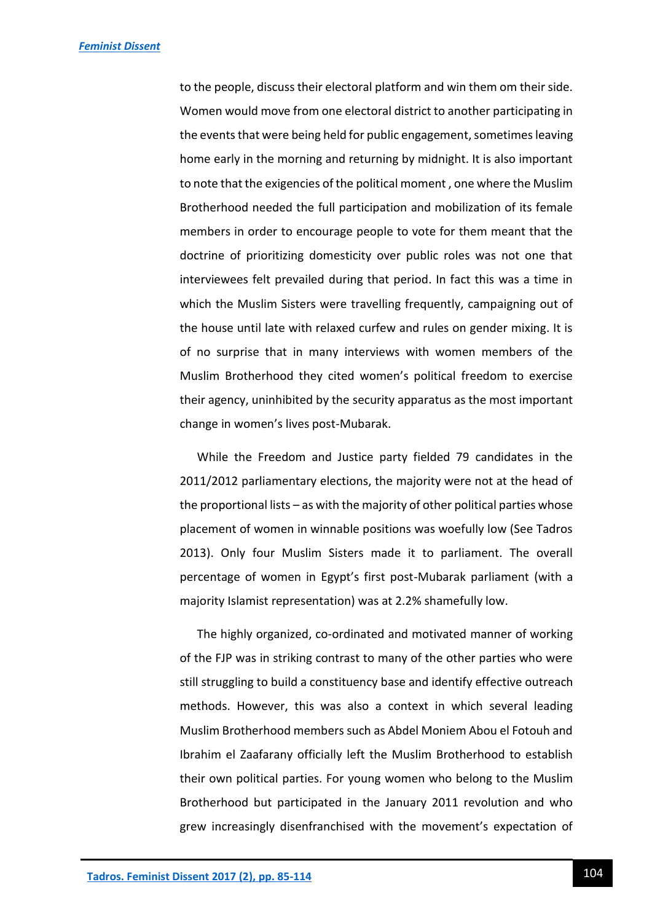to the people, discuss their electoral platform and win them om their side. Women would move from one electoral district to another participating in the events that were being held for public engagement, sometimes leaving home early in the morning and returning by midnight. It is also important to note that the exigencies of the political moment , one where the Muslim Brotherhood needed the full participation and mobilization of its female members in order to encourage people to vote for them meant that the doctrine of prioritizing domesticity over public roles was not one that interviewees felt prevailed during that period. In fact this was a time in which the Muslim Sisters were travelling frequently, campaigning out of the house until late with relaxed curfew and rules on gender mixing. It is of no surprise that in many interviews with women members of the Muslim Brotherhood they cited women's political freedom to exercise their agency, uninhibited by the security apparatus as the most important change in women's lives post-Mubarak.

While the Freedom and Justice party fielded 79 candidates in the 2011/2012 parliamentary elections, the majority were not at the head of the proportional lists – as with the majority of other political parties whose placement of women in winnable positions was woefully low (See Tadros 2013). Only four Muslim Sisters made it to parliament. The overall percentage of women in Egypt's first post-Mubarak parliament (with a majority Islamist representation) was at 2.2% shamefully low.

The highly organized, co-ordinated and motivated manner of working of the FJP was in striking contrast to many of the other parties who were still struggling to build a constituency base and identify effective outreach methods. However, this was also a context in which several leading Muslim Brotherhood members such as Abdel Moniem Abou el Fotouh and Ibrahim el Zaafarany officially left the Muslim Brotherhood to establish their own political parties. For young women who belong to the Muslim Brotherhood but participated in the January 2011 revolution and who grew increasingly disenfranchised with the movement's expectation of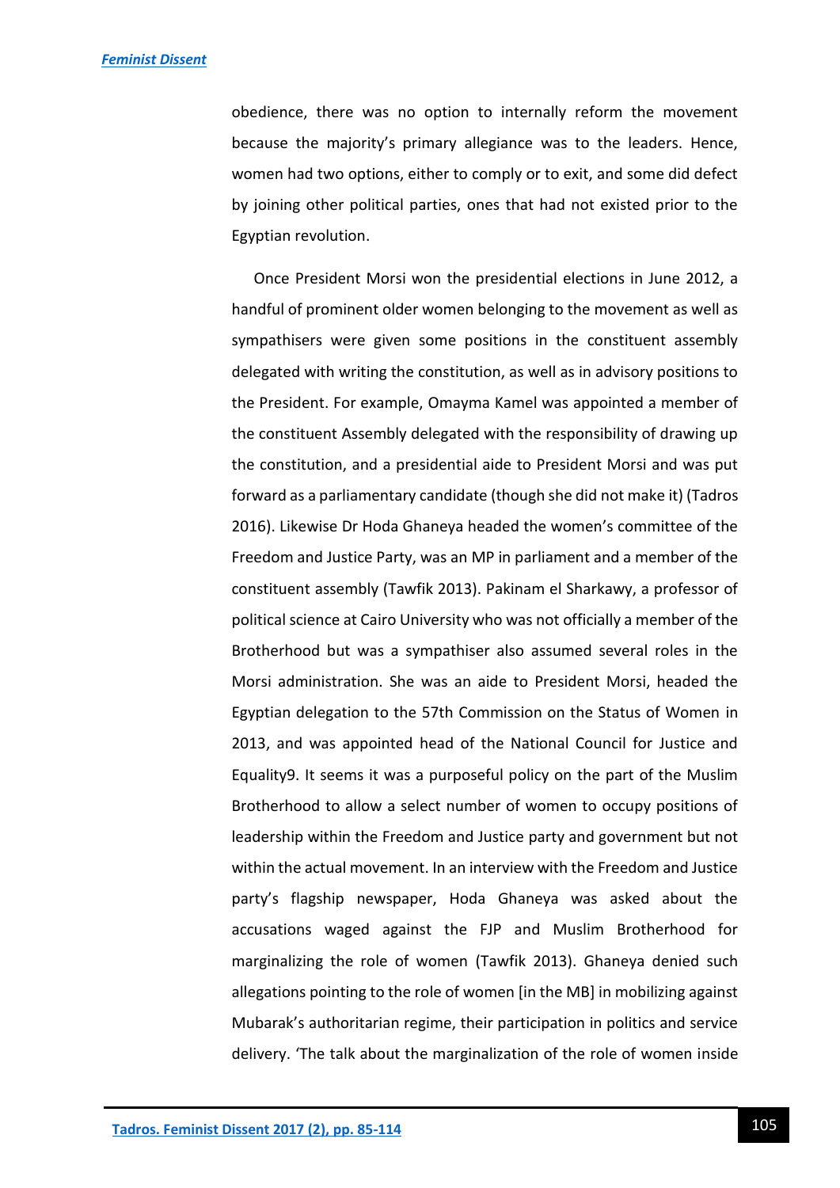obedience, there was no option to internally reform the movement because the majority's primary allegiance was to the leaders. Hence, women had two options, either to comply or to exit, and some did defect by joining other political parties, ones that had not existed prior to the Egyptian revolution.

Once President Morsi won the presidential elections in June 2012, a handful of prominent older women belonging to the movement as well as sympathisers were given some positions in the constituent assembly delegated with writing the constitution, as well as in advisory positions to the President. For example, Omayma Kamel was appointed a member of the constituent Assembly delegated with the responsibility of drawing up the constitution, and a presidential aide to President Morsi and was put forward as a parliamentary candidate (though she did not make it) (Tadros 2016). Likewise Dr Hoda Ghaneya headed the women's committee of the Freedom and Justice Party, was an MP in parliament and a member of the constituent assembly (Tawfik 2013). Pakinam el Sharkawy, a professor of political science at Cairo University who was not officially a member of the Brotherhood but was a sympathiser also assumed several roles in the Morsi administration. She was an aide to President Morsi, headed the Egyptian delegation to the 57th Commission on the Status of Women in 2013, and was appointed head of the National Council for Justice and Equality[9]. It seems it was a purposeful policy on the part of the Muslim Brotherhood to allow a select number of women to occupy positions of leadership within the Freedom and Justice party and government but not within the actual movement. In an interview with the Freedom and Justice party's flagship newspaper, Hoda Ghaneya was asked about the accusations waged against the FJP and Muslim Brotherhood for marginalizing the role of women (Tawfik 2013). Ghaneya denied such allegations pointing to the role of women [in the MB] in mobilizing against Mubarak's authoritarian regime, their participation in politics and service delivery. 'The talk about the marginalization of the role of women inside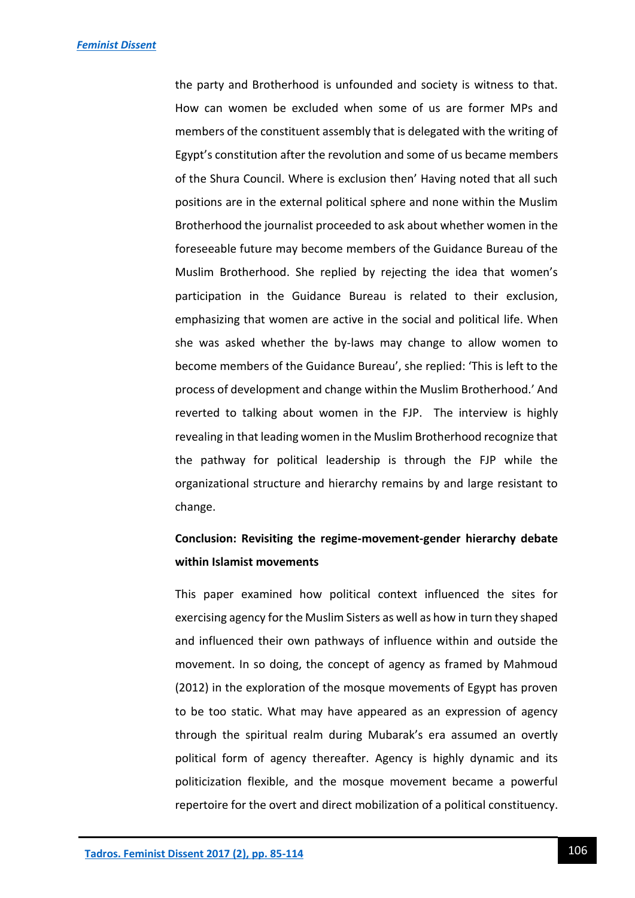the party and Brotherhood is unfounded and society is witness to that. How can women be excluded when some of us are former MPs and members of the constituent assembly that is delegated with the writing of Egypt's constitution after the revolution and some of us became members of the Shura Council. Where is exclusion then' Having noted that all such positions are in the external political sphere and none within the Muslim Brotherhood the journalist proceeded to ask about whether women in the foreseeable future may become members of the Guidance Bureau of the Muslim Brotherhood. She replied by rejecting the idea that women's participation in the Guidance Bureau is related to their exclusion, emphasizing that women are active in the social and political life. When she was asked whether the by-laws may change to allow women to become members of the Guidance Bureau', she replied: 'This is left to the process of development and change within the Muslim Brotherhood.' And reverted to talking about women in the FJP. The interview is highly revealing in that leading women in the Muslim Brotherhood recognize that the pathway for political leadership is through the FJP while the organizational structure and hierarchy remains by and large resistant to change.

## Conclusion: Revisiting the regime-movement-gender hierarchy debate within Islamist movements

This paper examined how political context influenced the sites for exercising agency for the Muslim Sisters as well as how in turn they shaped and influenced their own pathways of influence within and outside the movement. In so doing, the concept of agency as framed by Mahmoud (2012) in the exploration of the mosque movements of Egypt has proven to be too static. What may have appeared as an expression of agency through the spiritual realm during Mubarak's era assumed an overtly political form of agency thereafter. Agency is highly dynamic and its politicization flexible, and the mosque movement became a powerful repertoire for the overt and direct mobilization of a political constituency.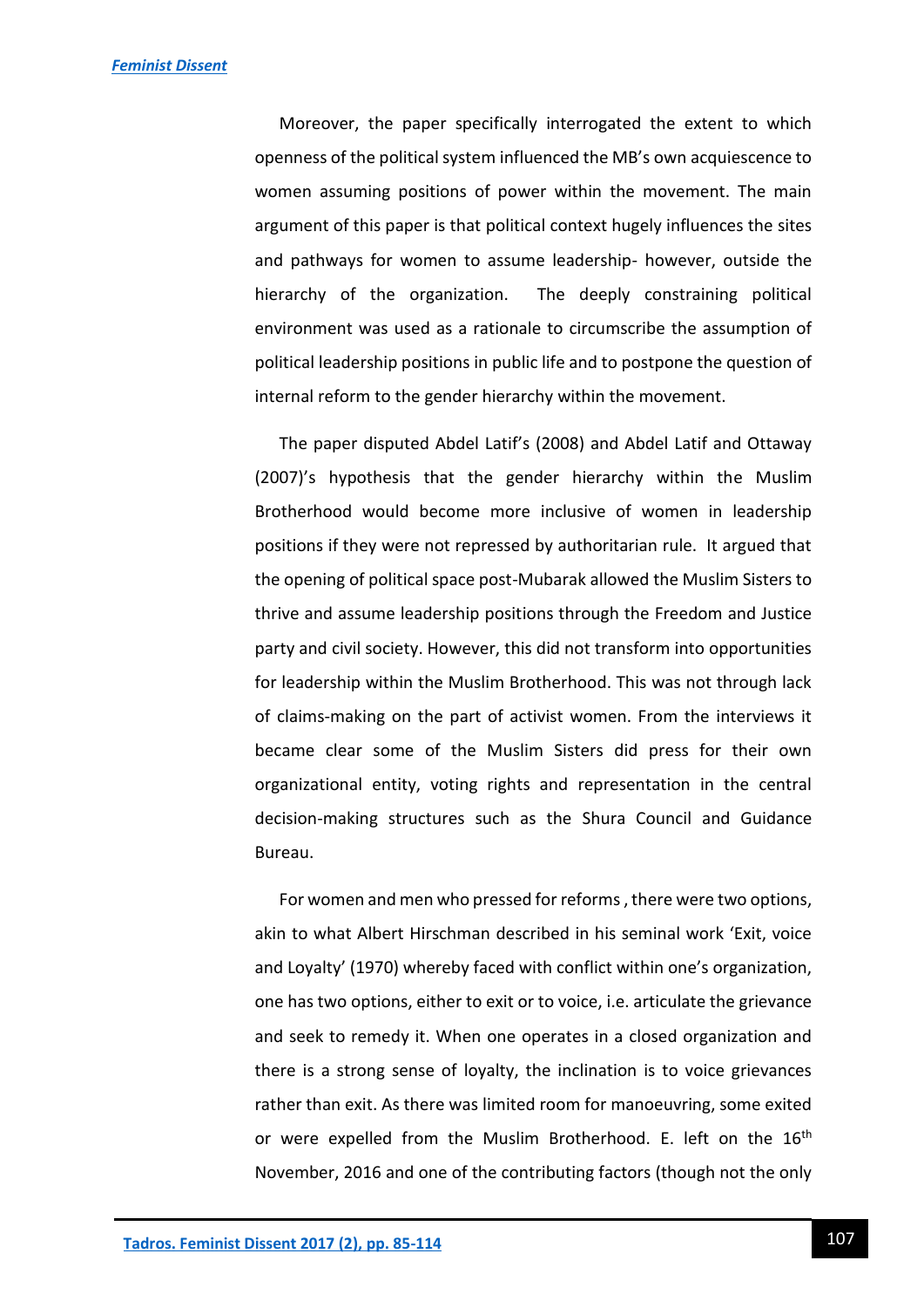Moreover, the paper specifically interrogated the extent to which openness of the political system influenced the MB's own acquiescence to women assuming positions of power within the movement. The main argument of this paper is that political context hugely influences the sites and pathways for women to assume leadership- however, outside the hierarchy of the organization. The deeply constraining political environment was used as a rationale to circumscribe the assumption of political leadership positions in public life and to postpone the question of internal reform to the gender hierarchy within the movement.

The paper disputed Abdel Latif's (2008) and Abdel Latif and Ottaway (2007)'s hypothesis that the gender hierarchy within the Muslim Brotherhood would become more inclusive of women in leadership positions if they were not repressed by authoritarian rule. It argued that the opening of political space post-Mubarak allowed the Muslim Sisters to thrive and assume leadership positions through the Freedom and Justice party and civil society. However, this did not transform into opportunities for leadership within the Muslim Brotherhood. This was not through lack of claims-making on the part of activist women. From the interviews it became clear some of the Muslim Sisters did press for their own organizational entity, voting rights and representation in the central decision-making structures such as the Shura Council and Guidance Bureau.

For women and men who pressed for reforms , there were two options, akin to what Albert Hirschman described in his seminal work 'Exit, voice and Loyalty' (1970) whereby faced with conflict within one's organization, one has two options, either to exit or to voice, i.e. articulate the grievance and seek to remedy it. When one operates in a closed organization and there is a strong sense of loyalty, the inclination is to voice grievances rather than exit. As there was limited room for manoeuvring, some exited or were expelled from the Muslim Brotherhood. E. left on the 16th November, 2016 and one of the contributing factors (though not the only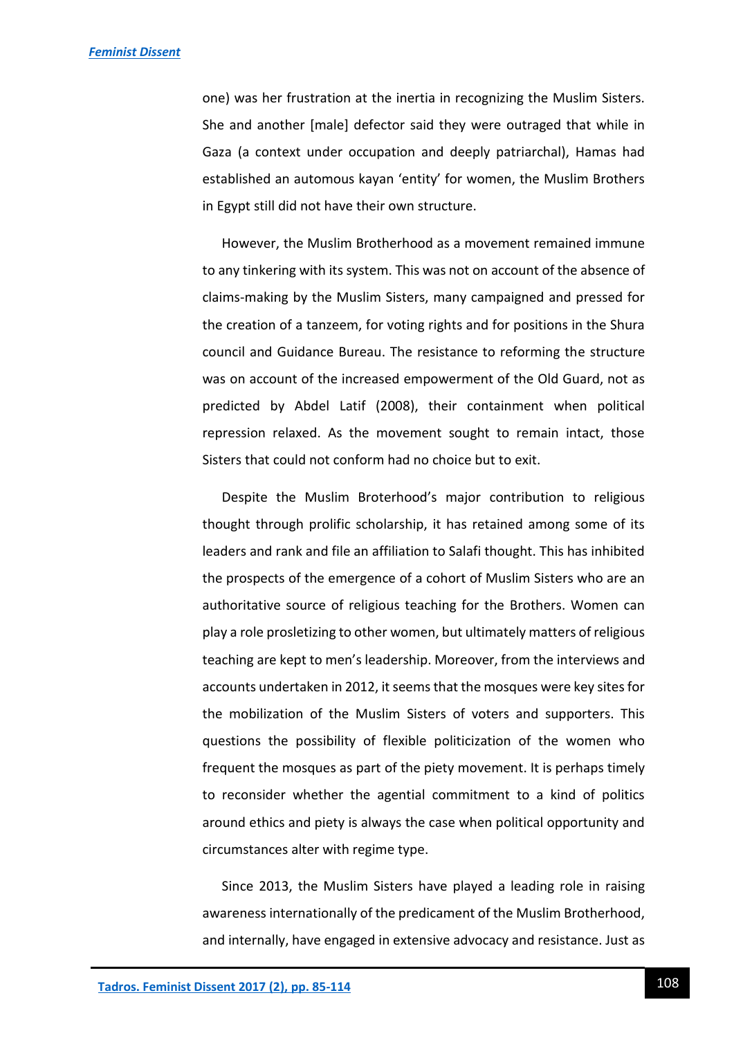one) was her frustration at the inertia in recognizing the Muslim Sisters. She and another [male] defector said they were outraged that while in Gaza (a context under occupation and deeply patriarchal), Hamas had established an automous kayan 'entity' for women, the Muslim Brothers in Egypt still did not have their own structure.

However, the Muslim Brotherhood as a movement remained immune to any tinkering with its system. This was not on account of the absence of claims-making by the Muslim Sisters, many campaigned and pressed for the creation of a tanzeem, for voting rights and for positions in the Shura council and Guidance Bureau. The resistance to reforming the structure was on account of the increased empowerment of the Old Guard, not as predicted by Abdel Latif (2008), their containment when political repression relaxed. As the movement sought to remain intact, those Sisters that could not conform had no choice but to exit.

Despite the Muslim Broterhood's major contribution to religious thought through prolific scholarship, it has retained among some of its leaders and rank and file an affiliation to Salafi thought. This has inhibited the prospects of the emergence of a cohort of Muslim Sisters who are an authoritative source of religious teaching for the Brothers. Women can play a role prosletizing to other women, but ultimately matters of religious teaching are kept to men's leadership. Moreover, from the interviews and accounts undertaken in 2012, it seems that the mosques were key sites for the mobilization of the Muslim Sisters of voters and supporters. This questions the possibility of flexible politicization of the women who frequent the mosques as part of the piety movement. It is perhaps timely to reconsider whether the agential commitment to a kind of politics around ethics and piety is always the case when political opportunity and circumstances alter with regime type.

Since 2013, the Muslim Sisters have played a leading role in raising awareness internationally of the predicament of the Muslim Brotherhood, and internally, have engaged in extensive advocacy and resistance. Just as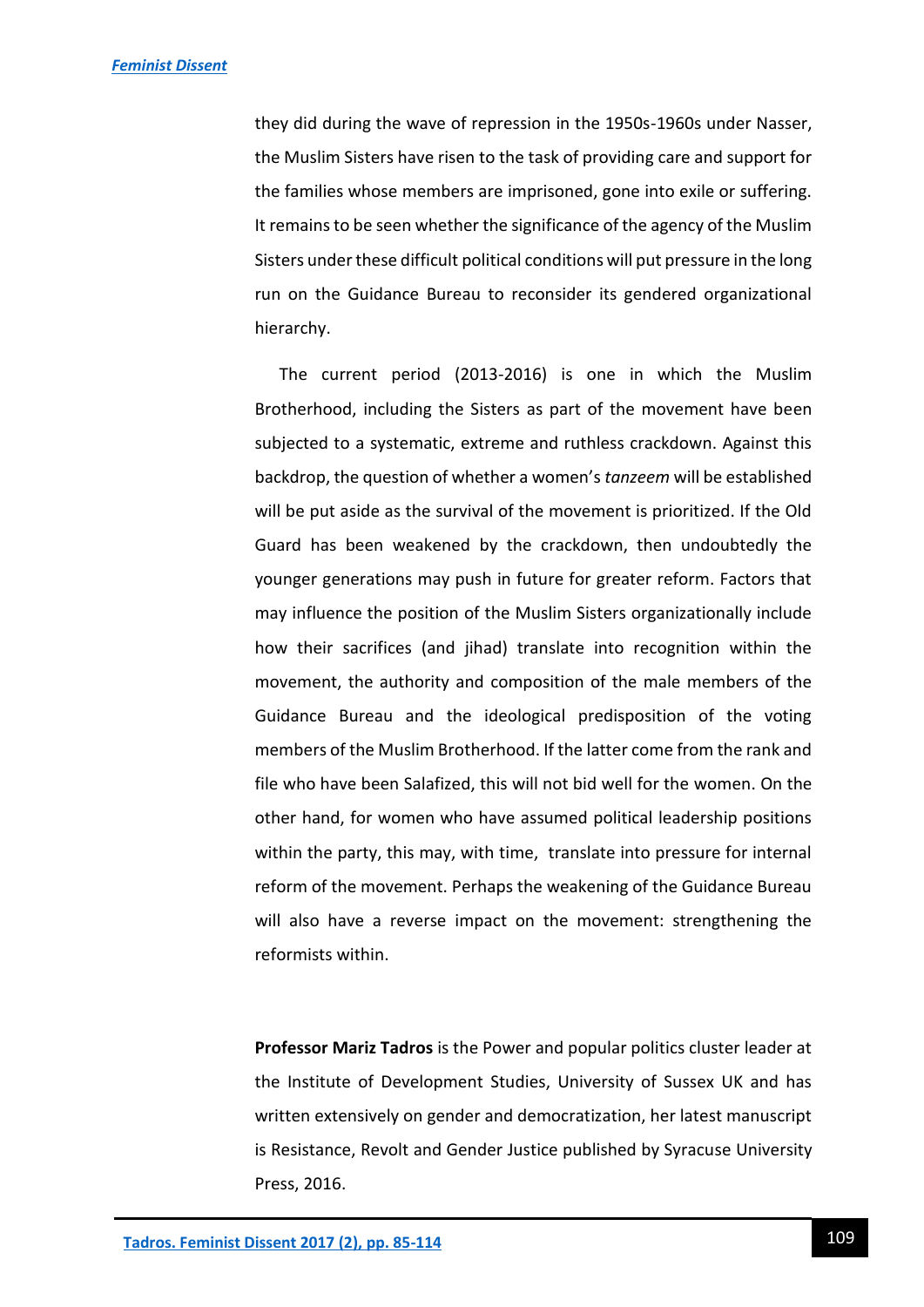they did during the wave of repression in the 1950s-1960s under Nasser, the Muslim Sisters have risen to the task of providing care and support for the families whose members are imprisoned, gone into exile or suffering. It remains to be seen whether the significance of the agency of the Muslim Sisters under these difficult political conditions will put pressure in the long run on the Guidance Bureau to reconsider its gendered organizational hierarchy.

The current period (2013-2016) is one in which the Muslim Brotherhood, including the Sisters as part of the movement have been subjected to a systematic, extreme and ruthless crackdown. Against this backdrop, the question of whether a women's *tanzeem* will be established will be put aside as the survival of the movement is prioritized. If the Old Guard has been weakened by the crackdown, then undoubtedly the younger generations may push in future for greater reform. Factors that may influence the position of the Muslim Sisters organizationally include how their sacrifices (and jihad) translate into recognition within the movement, the authority and composition of the male members of the Guidance Bureau and the ideological predisposition of the voting members of the Muslim Brotherhood. If the latter come from the rank and file who have been Salafized, this will not bid well for the women. On the other hand, for women who have assumed political leadership positions within the party, this may, with time, translate into pressure for internal reform of the movement. Perhaps the weakening of the Guidance Bureau will also have a reverse impact on the movement: strengthening the reformists within.

**Professor Mariz Tadros** is the Power and popular politics cluster leader at the Institute of Development Studies, University of Sussex UK and has written extensively on gender and democratization, her latest manuscript is Resistance, Revolt and Gender Justice published by Syracuse University Press, 2016.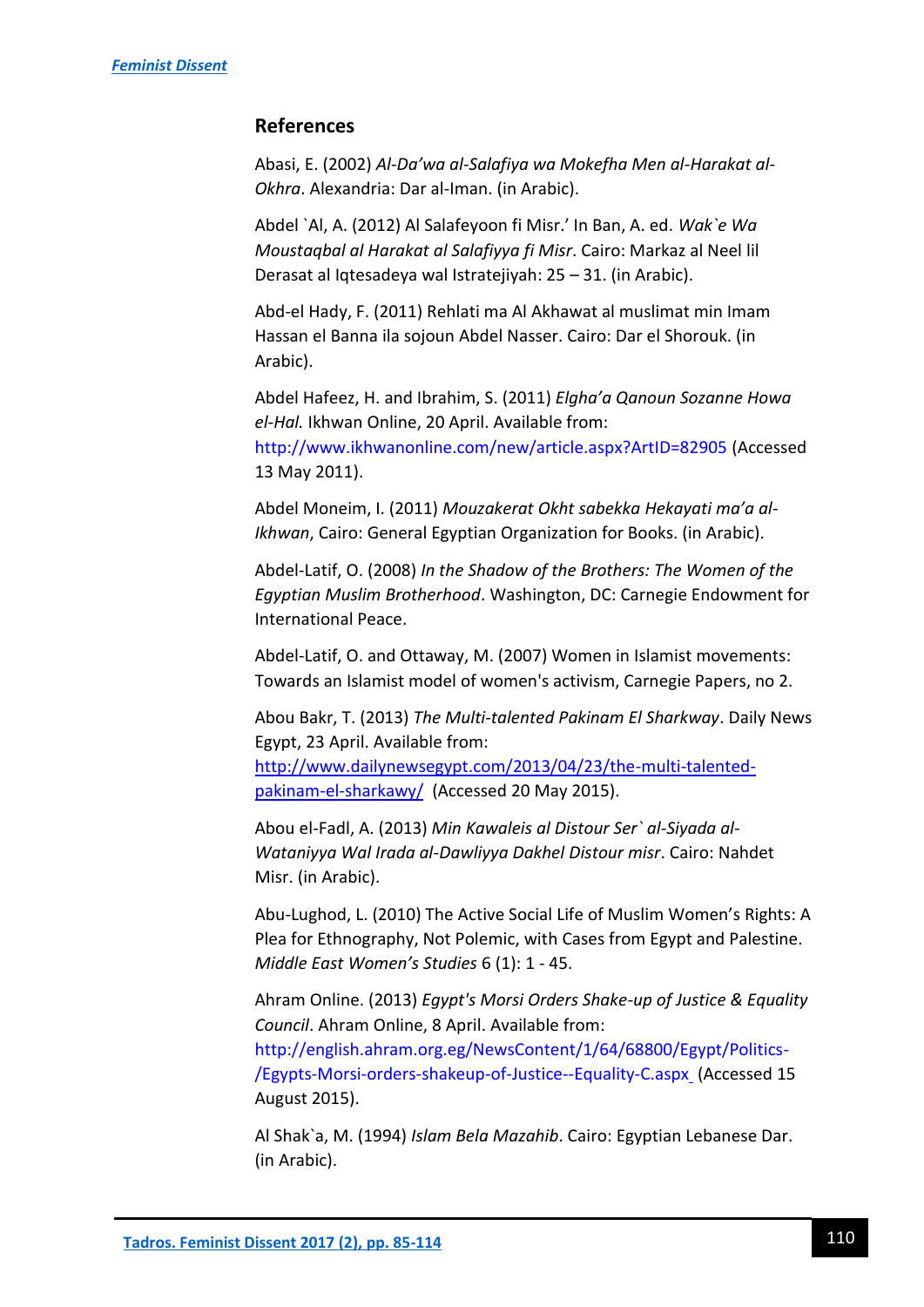## References

Abasi, E. (2002) *Al-Da'wa al-Salafiya wa Mokefha Men al-Harakat al-Okhra*. Alexandria: Dar al-Iman. (in Arabic).

Abdel `Al, A. (2012) Al Salafeyoon fi Misr.' In Ban, A. ed. *Wak`e Wa Moustaqbal al Harakat al Salafiyya fi Misr*. Cairo: Markaz al Neel lil Derasat al Iqtesadeya wal Istratejiyah: 25 – 31. (in Arabic).

Abd-el Hady, F. (2011) Rehlati ma Al Akhawat al muslimat min Imam Hassan el Banna ila sojoun Abdel Nasser. Cairo: Dar el Shorouk. (in Arabic).

Abdel Hafeez, H. and Ibrahim, S. (2011) *Elgha'a Qanoun Sozanne Howa el-Hal.* Ikhwan Online, 20 April. Available from: http://www.ikhwanonline.com/new/article.aspx?ArtID=82905 (Accessed 13 May 2011).

Abdel Moneim, I. (2011) *Mouzakerat Okht sabekka Hekayati ma'a al-Ikhwan*, Cairo: General Egyptian Organization for Books. (in Arabic).

Abdel-Latif, O. (2008) *In the Shadow of the Brothers: The Women of the Egyptian Muslim Brotherhood*. Washington, DC: Carnegie Endowment for International Peace.

Abdel-Latif, O. and Ottaway, M. (2007) Women in Islamist movements: Towards an Islamist model of women's activism, Carnegie Papers, no 2.

Abou Bakr, T. (2013) *The Multi-talented Pakinam El Sharkway*. Daily News Egypt, 23 April. Available from: http://www.dailynewsegypt.com/2013/04/23/the-multi-talented-pakinam-el-sharkawy/ (Accessed 20 May 2015).

Abou el-Fadl, A. (2013) *Min Kawaleis al Distour Ser` al-Siyada al-Wataniyya Wal Irada al-Dawliyya Dakhel Distour misr*. Cairo: Nahdet Misr. (in Arabic).

Abu-Lughod, L. (2010) The Active Social Life of Muslim Women's Rights: A Plea for Ethnography, Not Polemic, with Cases from Egypt and Palestine. *Middle East Women's Studies* 6 (1): 1 - 45.

Ahram Online. (2013) *Egypt's Morsi Orders Shake-up of Justice & Equality Council*. Ahram Online, 8 April. Available from: http://english.ahram.org.eg/NewsContent/1/64/68800/Egypt/Politics-/Egypts-Morsi-orders-shakeup-of-Justice--Equality-C.aspx (Accessed 15 August 2015).

Al Shak`a, M. (1994) *Islam Bela Mazahib*. Cairo: Egyptian Lebanese Dar. (in Arabic).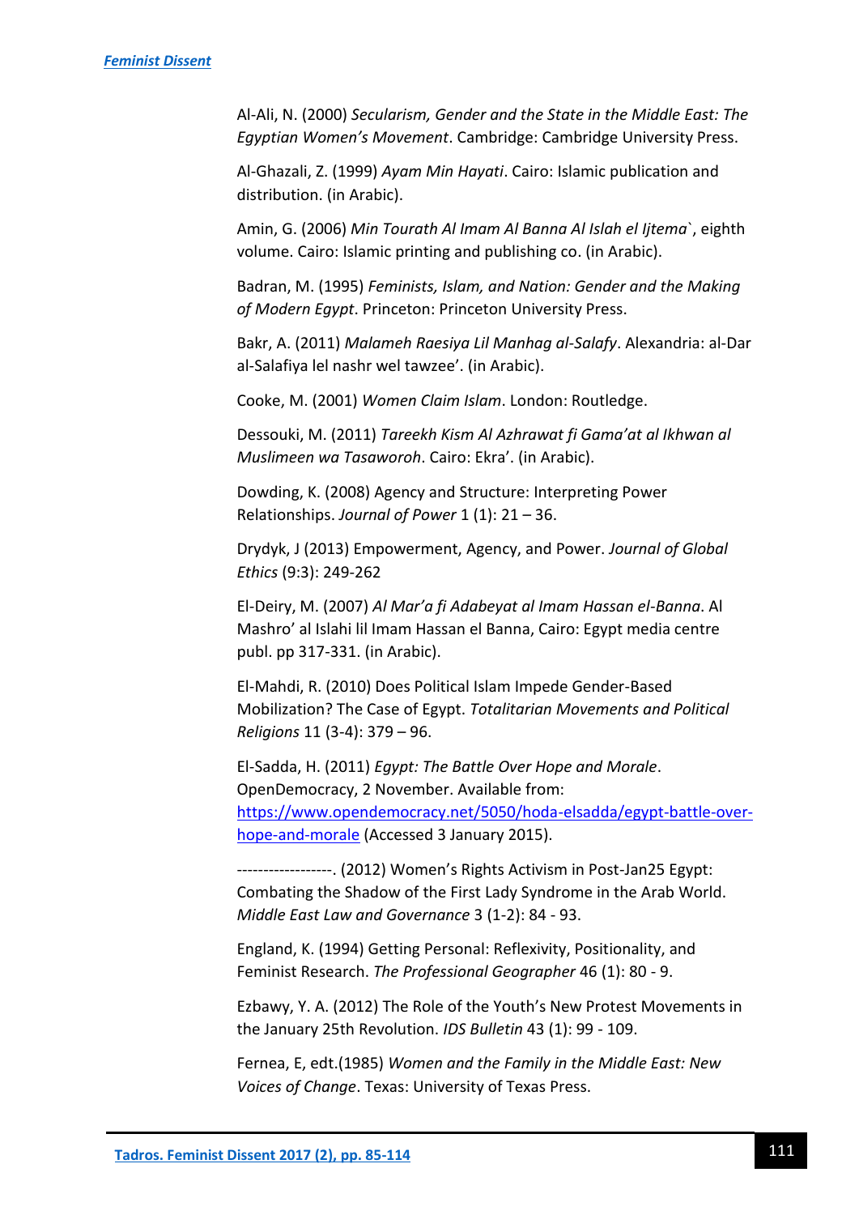Al-Ali, N. (2000) *Secularism, Gender and the State in the Middle East: The Egyptian Women's Movement*. Cambridge: Cambridge University Press.

Al-Ghazali, Z. (1999) *Ayam Min Hayati*. Cairo: Islamic publication and distribution. (in Arabic).

Amin, G. (2006) *Min Tourath Al Imam Al Banna Al Islah el Ijtema`*, eighth volume. Cairo: Islamic printing and publishing co. (in Arabic).

Badran, M. (1995) *Feminists, Islam, and Nation: Gender and the Making of Modern Egypt*. Princeton: Princeton University Press.

Bakr, A. (2011) *Malameh Raesiya Lil Manhag al-Salafy*. Alexandria: al-Dar al-Salafiya lel nashr wel tawzee'. (in Arabic).

Cooke, M. (2001) *Women Claim Islam*. London: Routledge.

Dessouki, M. (2011) *Tareekh Kism Al Azhrawat fi Gama'at al Ikhwan al Muslimeen wa Tasaworoh*. Cairo: Ekra'. (in Arabic).

Dowding, K. (2008) Agency and Structure: Interpreting Power Relationships. *Journal of Power* 1 (1): 21 – 36.

Drydyk, J (2013) Empowerment, Agency, and Power. *Journal of Global Ethics* (9:3): 249-262

El-Deiry, M. (2007) *Al Mar'a fi Adabeyat al Imam Hassan el-Banna*. Al Mashro' al Islahi lil Imam Hassan el Banna, Cairo: Egypt media centre publ. pp 317-331. (in Arabic).

El-Mahdi, R. (2010) Does Political Islam Impede Gender-Based Mobilization? The Case of Egypt. *Totalitarian Movements and Political Religions* 11 (3-4): 379 – 96.

El-Sadda, H. (2011) *Egypt: The Battle Over Hope and Morale*. OpenDemocracy, 2 November. Available from: https://www.opendemocracy.net/5050/hoda-elsadda/egypt-battle-over-hope-and-morale (Accessed 3 January 2015).

------------------. (2012) Women's Rights Activism in Post-Jan25 Egypt: Combating the Shadow of the First Lady Syndrome in the Arab World. *Middle East Law and Governance* 3 (1-2): 84 - 93.

England, K. (1994) Getting Personal: Reflexivity, Positionality, and Feminist Research. *The Professional Geographer* 46 (1): 80 - 9.

Ezbawy, Y. A. (2012) The Role of the Youth's New Protest Movements in the January 25th Revolution. *IDS Bulletin* 43 (1): 99 - 109.

Fernea, E, edt.(1985) *Women and the Family in the Middle East: New Voices of Change*. Texas: University of Texas Press.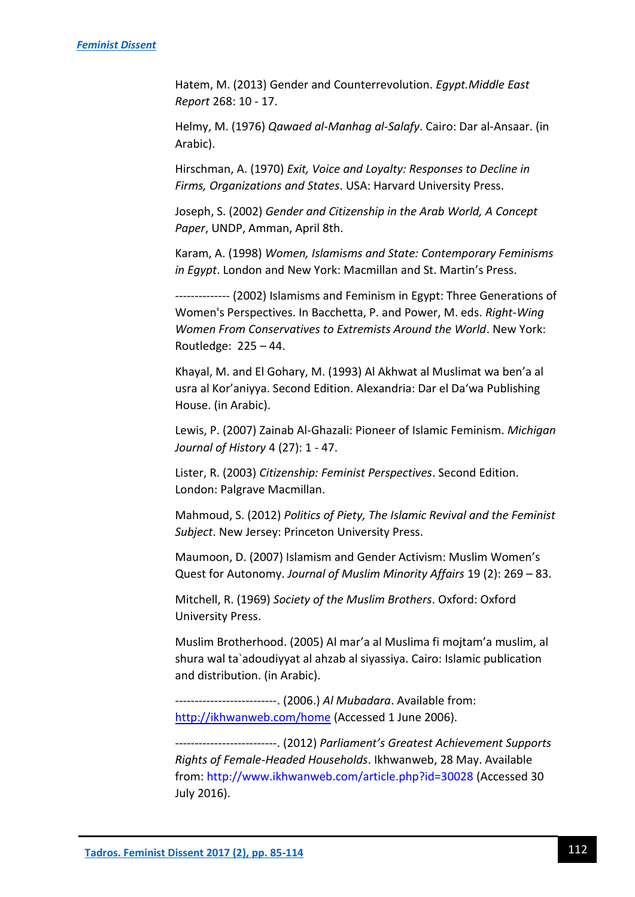Hatem, M. (2013) Gender and Counterrevolution. *Egypt.Middle East Report* 268: 10 - 17.

Helmy, M. (1976) *Qawaed al-Manhag al-Salafy*. Cairo: Dar al-Ansaar. (in Arabic).

Hirschman, A. (1970) *Exit, Voice and Loyalty: Responses to Decline in Firms, Organizations and States*. USA: Harvard University Press.

Joseph, S. (2002) *Gender and Citizenship in the Arab World, A Concept Paper*, UNDP, Amman, April 8th.

Karam, A. (1998) *Women, Islamisms and State: Contemporary Feminisms in Egypt*. London and New York: Macmillan and St. Martin's Press.

------------- (2002) Islamisms and Feminism in Egypt: Three Generations of Women's Perspectives. In Bacchetta, P. and Power, M. eds. *Right-Wing Women From Conservatives to Extremists Around the World*. New York: Routledge: 225 – 44.

Khayal, M. and El Gohary, M. (1993) Al Akhwat al Muslimat wa ben'a al usra al Kor'aniyya. Second Edition. Alexandria: Dar el Da'wa Publishing House. (in Arabic).

Lewis, P. (2007) Zainab Al-Ghazali: Pioneer of Islamic Feminism. *Michigan Journal of History* 4 (27): 1 - 47.

Lister, R. (2003) *Citizenship: Feminist Perspectives*. Second Edition. London: Palgrave Macmillan.

Mahmoud, S. (2012) *Politics of Piety, The Islamic Revival and the Feminist Subject*. New Jersey: Princeton University Press.

Maumoon, D. (2007) Islamism and Gender Activism: Muslim Women's Quest for Autonomy. *Journal of Muslim Minority Affairs* 19 (2): 269 – 83.

Mitchell, R. (1969) *Society of the Muslim Brothers*. Oxford: Oxford University Press.

Muslim Brotherhood. (2005) Al mar'a al Muslima fi mojtam'a muslim, al shura wal ta`adoudiyyat al ahzab al siyassiya. Cairo: Islamic publication and distribution. (in Arabic).

-------------------------. (2006.) *Al Mubadara*. Available from: http://ikhwanweb.com/home (Accessed 1 June 2006).

-------------------------. (2012) *Parliament's Greatest Achievement Supports Rights of Female-Headed Households*. Ikhwanweb, 28 May. Available from: http://www.ikhwanweb.com/article.php?id=30028 (Accessed 30 July 2016).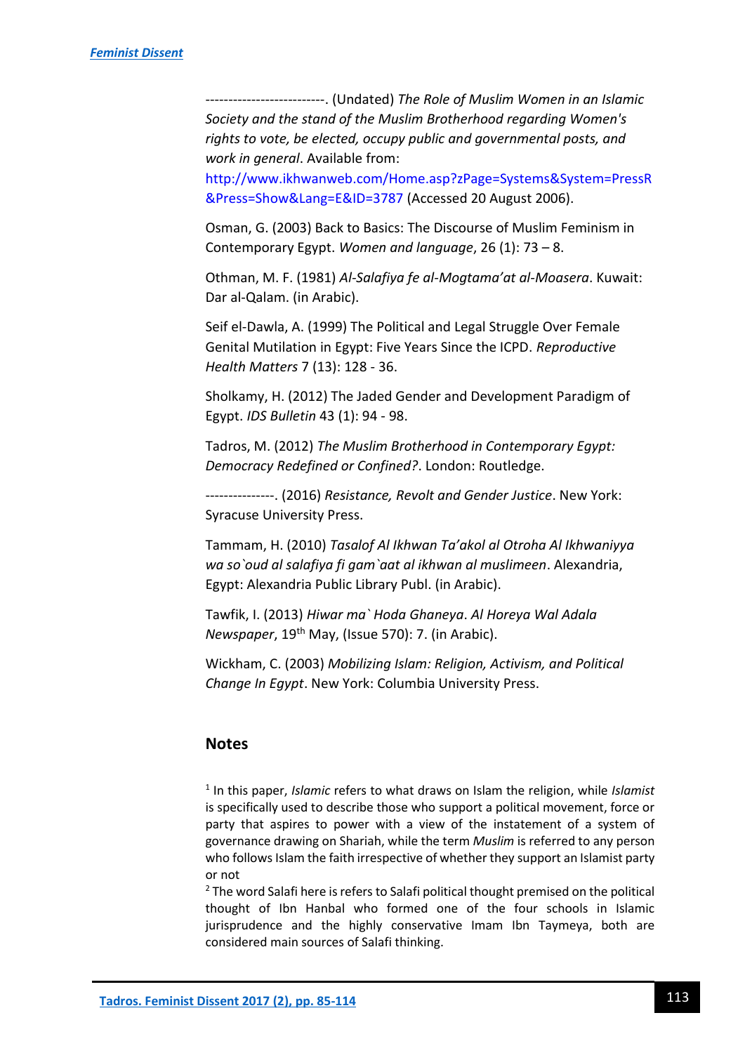--------------------------. (Undated) *The Role of Muslim Women in an Islamic Society and the stand of the Muslim Brotherhood regarding Women's rights to vote, be elected, occupy public and governmental posts, and work in general*. Available from: http://www.ikhwanweb.com/Home.asp?zPage=Systems&System=PressR&Press=Show&Lang=E&ID=3787 (Accessed 20 August 2006).

Osman, G. (2003) Back to Basics: The Discourse of Muslim Feminism in Contemporary Egypt. *Women and language*, 26 (1): 73 – 8.

Othman, M. F. (1981) *Al-Salafiya fe al-Mogtama'at al-Moasera*. Kuwait: Dar al-Qalam. (in Arabic).

Seif el-Dawla, A. (1999) The Political and Legal Struggle Over Female Genital Mutilation in Egypt: Five Years Since the ICPD. *Reproductive Health Matters* 7 (13): 128 - 36.

Sholkamy, H. (2012) The Jaded Gender and Development Paradigm of Egypt. *IDS Bulletin* 43 (1): 94 - 98.

Tadros, M. (2012) *The Muslim Brotherhood in Contemporary Egypt: Democracy Redefined or Confined?*. London: Routledge.

---------------. (2016) *Resistance, Revolt and Gender Justice*. New York: Syracuse University Press.

Tammam, H. (2010) *Tasalof Al Ikhwan Ta'akol al Otroha Al Ikhwaniyya wa so`oud al salafiya fi gam`aat al ikhwan al muslimeen*. Alexandria, Egypt: Alexandria Public Library Publ. (in Arabic).

Tawfik, I. (2013) *Hiwar ma` Hoda Ghaneya*. *Al Horeya Wal Adala Newspaper*, 19th May, (Issue 570): 7. (in Arabic).

Wickham, C. (2003) *Mobilizing Islam: Religion, Activism, and Political Change In Egypt*. New York: Columbia University Press.

## Notes

[1] In this paper, *Islamic* refers to what draws on Islam the religion, while *Islamist* is specifically used to describe those who support a political movement, force or party that aspires to power with a view of the instatement of a system of governance drawing on Shariah, while the term *Muslim* is referred to any person who follows Islam the faith irrespective of whether they support an Islamist party or not

[2] The word Salafi here is refers to Salafi political thought premised on the political thought of Ibn Hanbal who formed one of the four schools in Islamic jurisprudence and the highly conservative Imam Ibn Taymeya, both are considered main sources of Salafi thinking.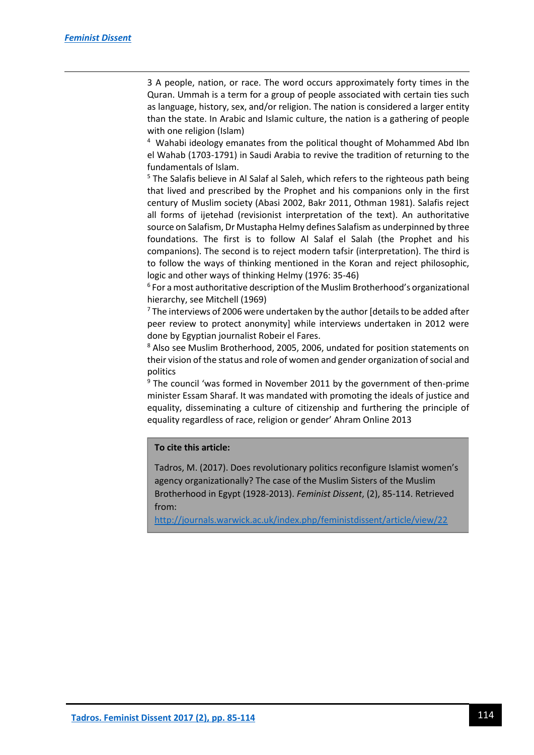3 A people, nation, or race. The word occurs approximately forty times in the Quran. Ummah is a term for a group of people associated with certain ties such as language, history, sex, and/or religion. The nation is considered a larger entity than the state. In Arabic and Islamic culture, the nation is a gathering of people with one religion (Islam)

[4] Wahabi ideology emanates from the political thought of Mohammed Abd Ibn el Wahab (1703-1791) in Saudi Arabia to revive the tradition of returning to the fundamentals of Islam.

[5] The Salafis believe in Al Salaf al Saleh, which refers to the righteous path being that lived and prescribed by the Prophet and his companions only in the first century of Muslim society (Abasi 2002, Bakr 2011, Othman 1981). Salafis reject all forms of ijetehad (revisionist interpretation of the text). An authoritative source on Salafism, Dr Mustapha Helmy defines Salafism as underpinned by three foundations. The first is to follow Al Salaf el Salah (the Prophet and his companions). The second is to reject modern tafsir (interpretation). The third is to follow the ways of thinking mentioned in the Koran and reject philosophic, logic and other ways of thinking Helmy (1976: 35-46)

[6] For a most authoritative description of the Muslim Brotherhood's organizational hierarchy, see Mitchell (1969)

[7] The interviews of 2006 were undertaken by the author [details to be added after peer review to protect anonymity] while interviews undertaken in 2012 were done by Egyptian journalist Robeir el Fares.

[8] Also see Muslim Brotherhood, 2005, 2006, undated for position statements on their vision of the status and role of women and gender organization of social and politics

[9] The council 'was formed in November 2011 by the government of then-prime minister Essam Sharaf. It was mandated with promoting the ideals of justice and equality, disseminating a culture of citizenship and furthering the principle of equality regardless of race, religion or gender' Ahram Online 2013

**To cite this article:**

Tadros, M. (2017). Does revolutionary politics reconfigure Islamist women's agency organizationally? The case of the Muslim Sisters of the Muslim Brotherhood in Egypt (1928-2013). *Feminist Dissent*, (2), 85-114. Retrieved from:
http://journals.warwick.ac.uk/index.php/feministdissent/article/view/22